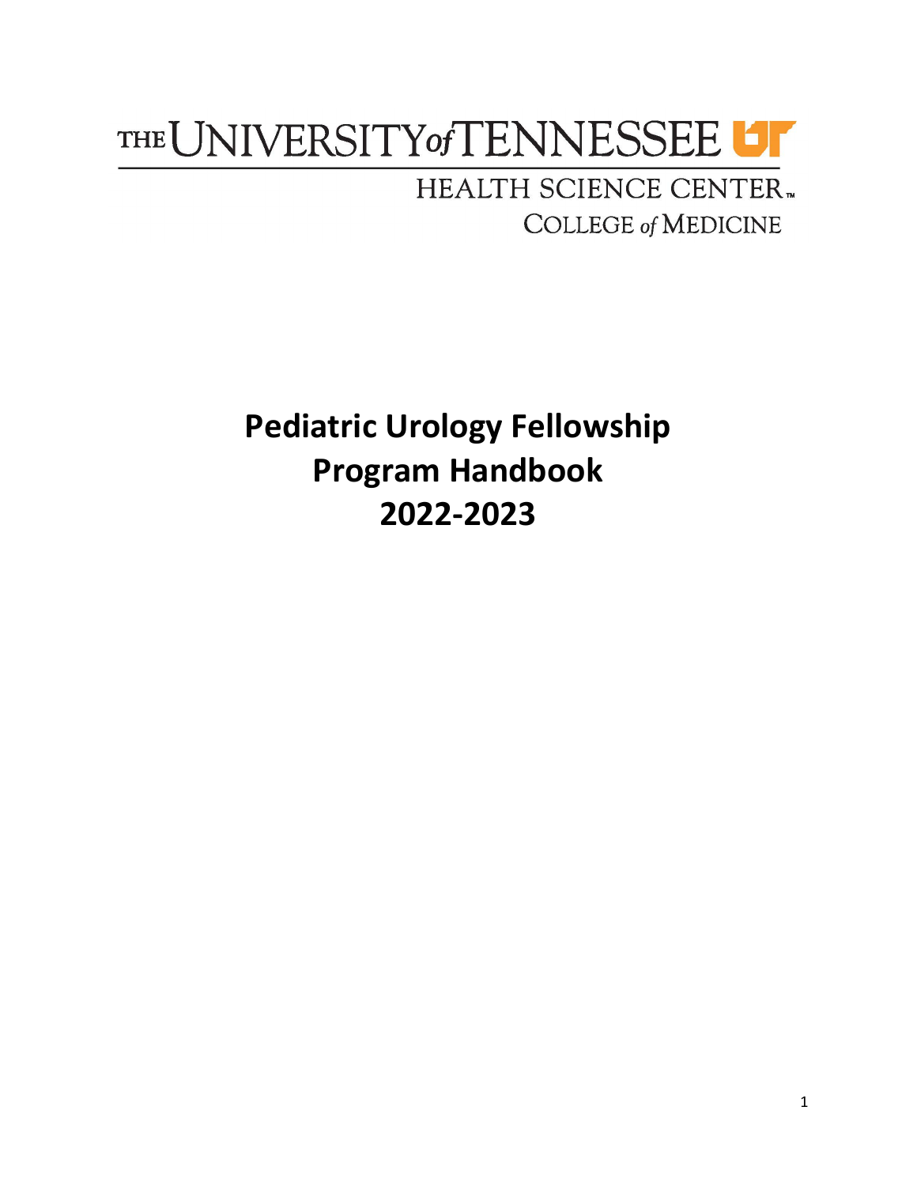THE UNIVERSITY of TENNESSEE

HEALTH SCIENCE CENTER

COLLEGE of MEDICINE

# Pediatric Urology Fellowship Program Handbook 2022-2023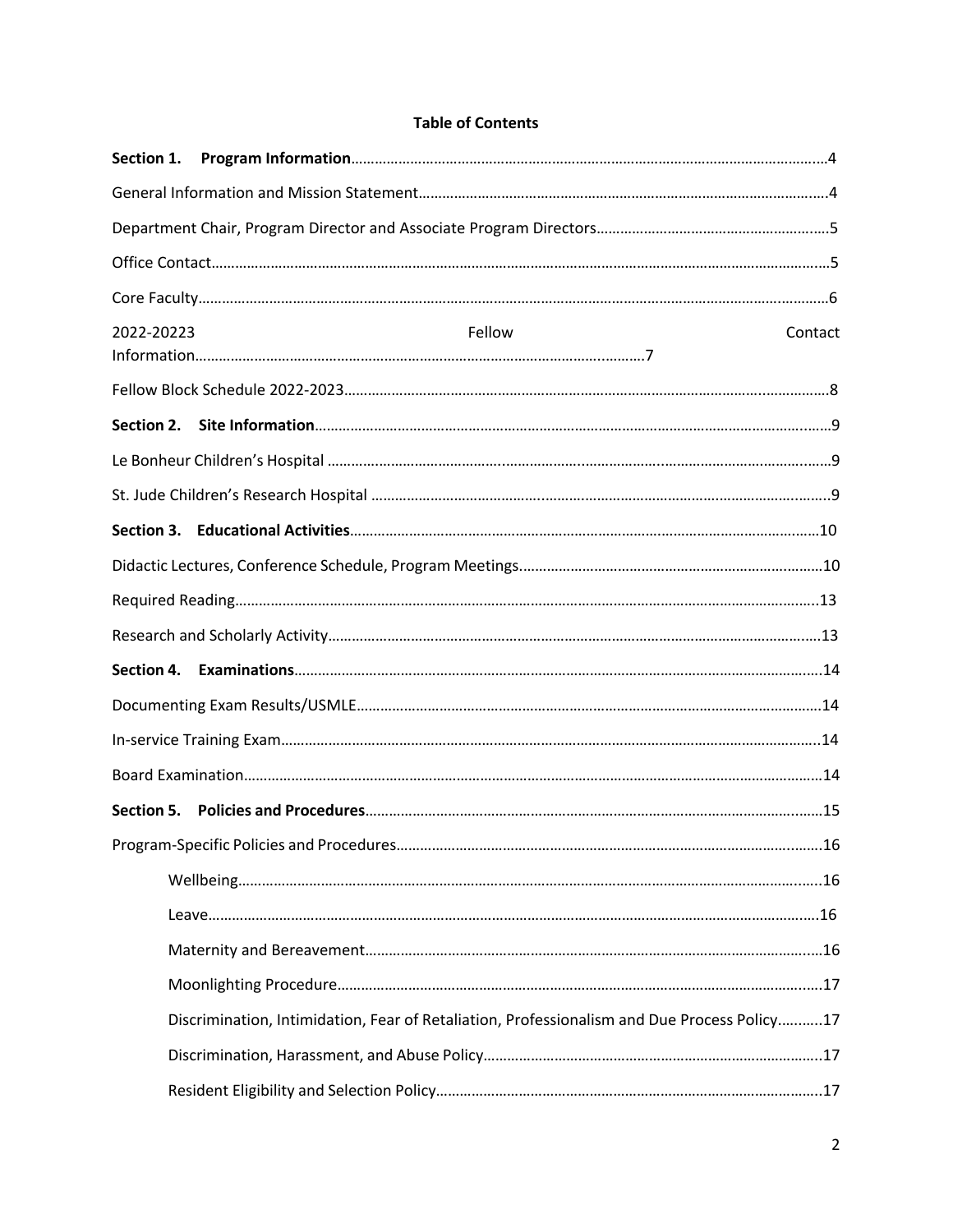**Table of Contents**

**Section 1. Program Information**……………………………………………………………………………………………4

General Information and Mission Statement……………………………………………………………………………4

Department Chair, Program Director and Associate Program Directors……………………………………………5

Office Contact……………………………………………………………………………………………………………………5

Core Faculty………………………………………………………………………………………………………………………6

2022-20223 Fellow Contact Information……………………………………………………………………………7

Fellow Block Schedule 2022-2023……………………………………………………………………………………………8

**Section 2. Site Information**……………………………………………………………………………………………………9

Le Bonheur Children's Hospital ……………………………………………………………………………………………9

St. Jude Children's Research Hospital ……………………………………………………………………………………9

**Section 3. Educational Activities**……………………………………………………………………………………………10

Didactic Lectures, Conference Schedule, Program Meetings.………………………………………………………10

Required Reading…………………………………………………………………………………………………………………13

Research and Scholarly Activity……………………………………………………………………………………………13

**Section 4. Examinations**………………………………………………………………………………………………………14

Documenting Exam Results/USMLE…………………………………………………………………………………………14

In-service Training Exam……………………………………………………………………………………………………14

Board Examination………………………………………………………………………………………………………………14

**Section 5. Policies and Procedures**………………………………………………………………………………………15

Program-Specific Policies and Procedures……………………………………………………………………………16

- Wellbeing………………………………………………………………………………………………………………16
- Leave……………………………………………………………………………………………………………………16
- Maternity and Bereavement………………………………………………………………………………………16
- Moonlighting Procedure……………………………………………………………………………………………17
- Discrimination, Intimidation, Fear of Retaliation, Professionalism and Due Process Policy………..17
- Discrimination, Harassment, and Abuse Policy…………………………………………………………………17
- Resident Eligibility and Selection Policy…………………………………………………………………………17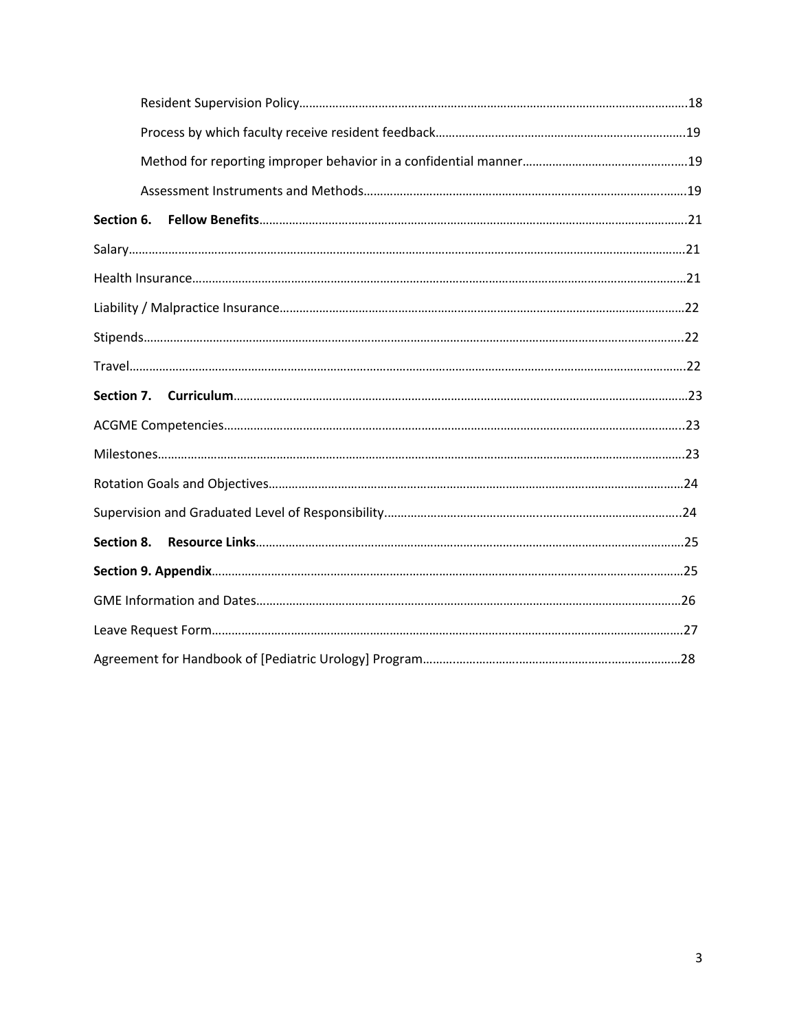Resident Supervision Policy……………………………………………………………………………………………………18

Process by which faculty receive resident feedback…………………………………………………………………19

Method for reporting improper behavior in a confidential manner…………………………………………19

Assessment Instruments and Methods………………………………………………………………………………19

**Section 6. Fellow Benefits**……………………………………………………………………………………………21

Salary……………………………………………………………………………………………………………………………21

Health Insurance……………………………………………………………………………………………………………21

Liability / Malpractice Insurance………………………………………………………………………………………22

Stipends…………………………………………………………………………………………………………………………22

Travel……………………………………………………………………………………………………………………………22

**Section 7. Curriculum**…………………………………………………………………………………………………23

ACGME Competencies……………………………………………………………………………………………………23

Milestones……………………………………………………………………………………………………………………23

Rotation Goals and Objectives…………………………………………………………………………………………24

Supervision and Graduated Level of Responsibility………………………………………………………………24

**Section 8. Resource Links**……………………………………………………………………………………………25

**Section 9. Appendix**……………………………………………………………………………………………………25

GME Information and Dates……………………………………………………………………………………………26

Leave Request Form………………………………………………………………………………………………………27

Agreement for Handbook of [Pediatric Urology] Program……………………………………………………28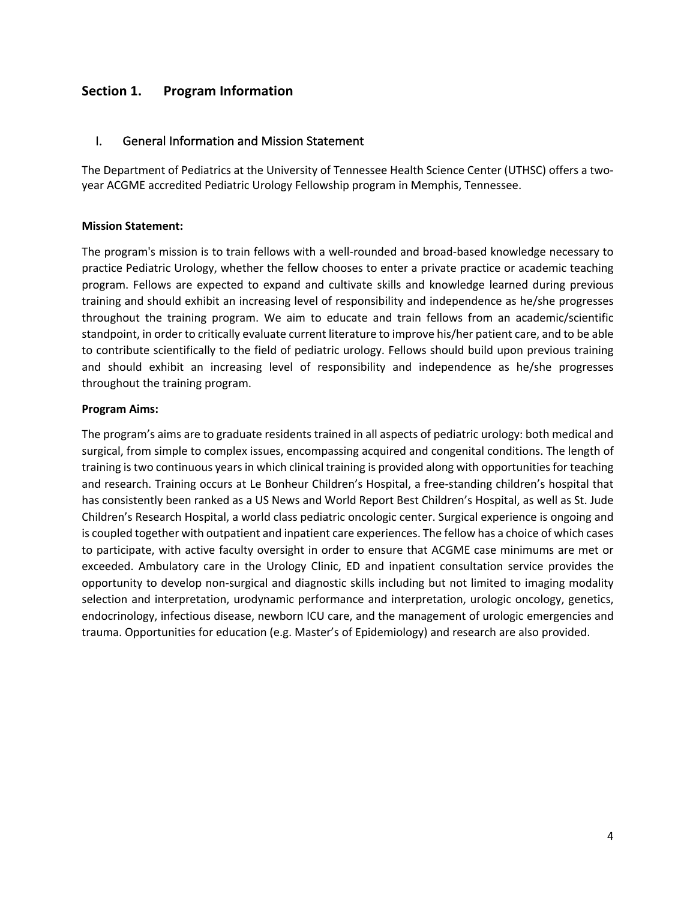# Section 1. Program Information

## I. General Information and Mission Statement

The Department of Pediatrics at the University of Tennessee Health Science Center (UTHSC) offers a two-year ACGME accredited Pediatric Urology Fellowship program in Memphis, Tennessee.

**Mission Statement:**

The program's mission is to train fellows with a well-rounded and broad-based knowledge necessary to practice Pediatric Urology, whether the fellow chooses to enter a private practice or academic teaching program. Fellows are expected to expand and cultivate skills and knowledge learned during previous training and should exhibit an increasing level of responsibility and independence as he/she progresses throughout the training program. We aim to educate and train fellows from an academic/scientific standpoint, in order to critically evaluate current literature to improve his/her patient care, and to be able to contribute scientifically to the field of pediatric urology. Fellows should build upon previous training and should exhibit an increasing level of responsibility and independence as he/she progresses throughout the training program.

**Program Aims:**

The program's aims are to graduate residents trained in all aspects of pediatric urology: both medical and surgical, from simple to complex issues, encompassing acquired and congenital conditions. The length of training is two continuous years in which clinical training is provided along with opportunities for teaching and research. Training occurs at Le Bonheur Children's Hospital, a free-standing children's hospital that has consistently been ranked as a US News and World Report Best Children's Hospital, as well as St. Jude Children's Research Hospital, a world class pediatric oncologic center. Surgical experience is ongoing and is coupled together with outpatient and inpatient care experiences. The fellow has a choice of which cases to participate, with active faculty oversight in order to ensure that ACGME case minimums are met or exceeded. Ambulatory care in the Urology Clinic, ED and inpatient consultation service provides the opportunity to develop non-surgical and diagnostic skills including but not limited to imaging modality selection and interpretation, urodynamic performance and interpretation, urologic oncology, genetics, endocrinology, infectious disease, newborn ICU care, and the management of urologic emergencies and trauma. Opportunities for education (e.g. Master's of Epidemiology) and research are also provided.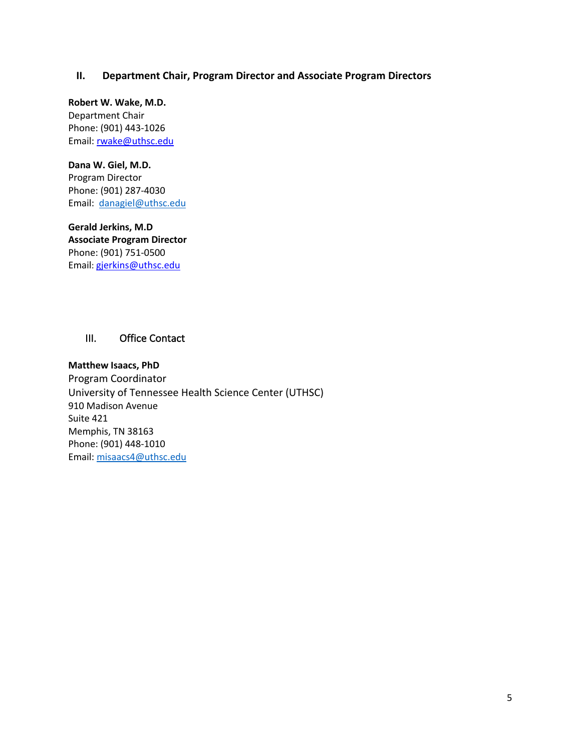## II. Department Chair, Program Director and Associate Program Directors

**Robert W. Wake, M.D.**
Department Chair
Phone: (901) 443-1026
Email: rwake@uthsc.edu

**Dana W. Giel, M.D.**
Program Director
Phone: (901) 287-4030
Email: danagiel@uthsc.edu

**Gerald Jerkins, M.D**
**Associate Program Director**
Phone: (901) 751-0500
Email: gjerkins@uthsc.edu

## III. Office Contact

**Matthew Isaacs, PhD**
Program Coordinator
University of Tennessee Health Science Center (UTHSC)
910 Madison Avenue
Suite 421
Memphis, TN 38163
Phone: (901) 448-1010
Email: misaacs4@uthsc.edu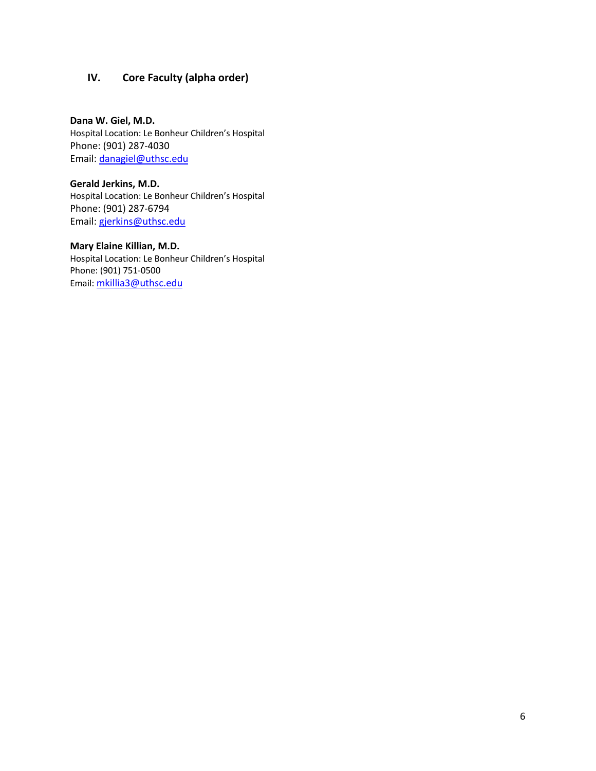## IV. Core Faculty (alpha order)

**Dana W. Giel, M.D.**
Hospital Location: Le Bonheur Children's Hospital
Phone: (901) 287-4030
Email: danagiel@uthsc.edu

**Gerald Jerkins, M.D.**
Hospital Location: Le Bonheur Children's Hospital
Phone: (901) 287-6794
Email: gjerkins@uthsc.edu

**Mary Elaine Killian, M.D.**
Hospital Location: Le Bonheur Children's Hospital
Phone: (901) 751-0500
Email: mkillia3@uthsc.edu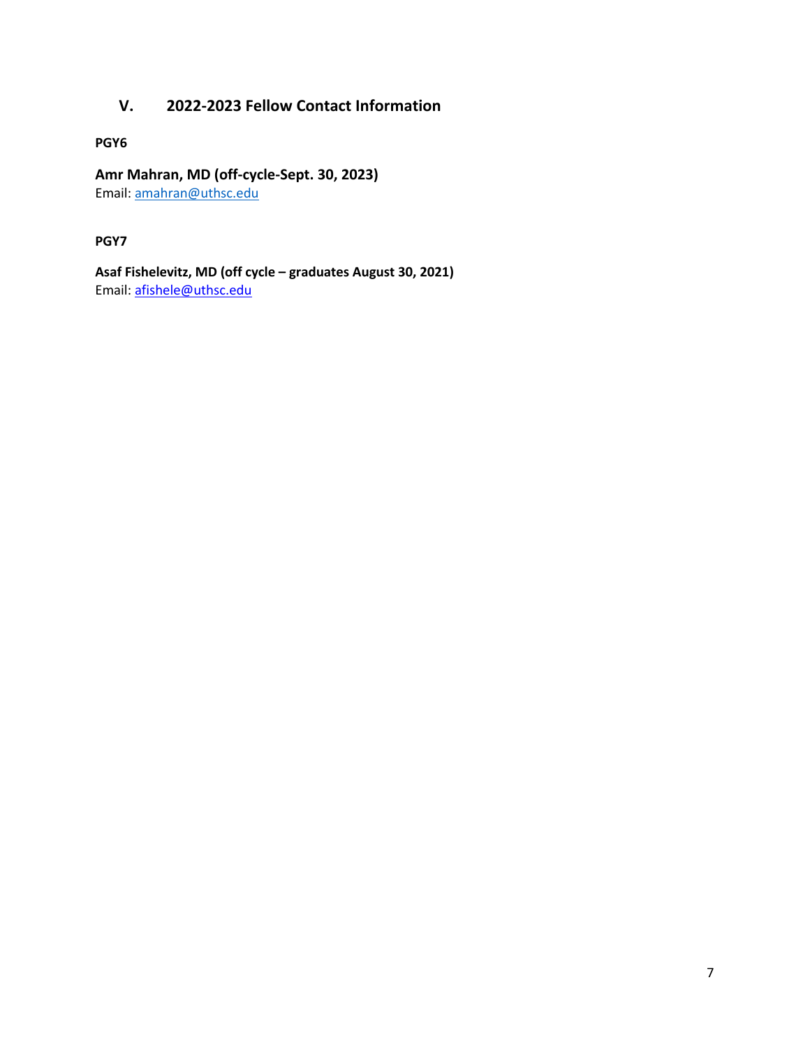## V. 2022-2023 Fellow Contact Information

**PGY6**

**Amr Mahran, MD (off-cycle-Sept. 30, 2023)**
Email: amahran@uthsc.edu

**PGY7**

**Asaf Fishelevitz, MD (off cycle – graduates August 30, 2021)**
Email: afishele@uthsc.edu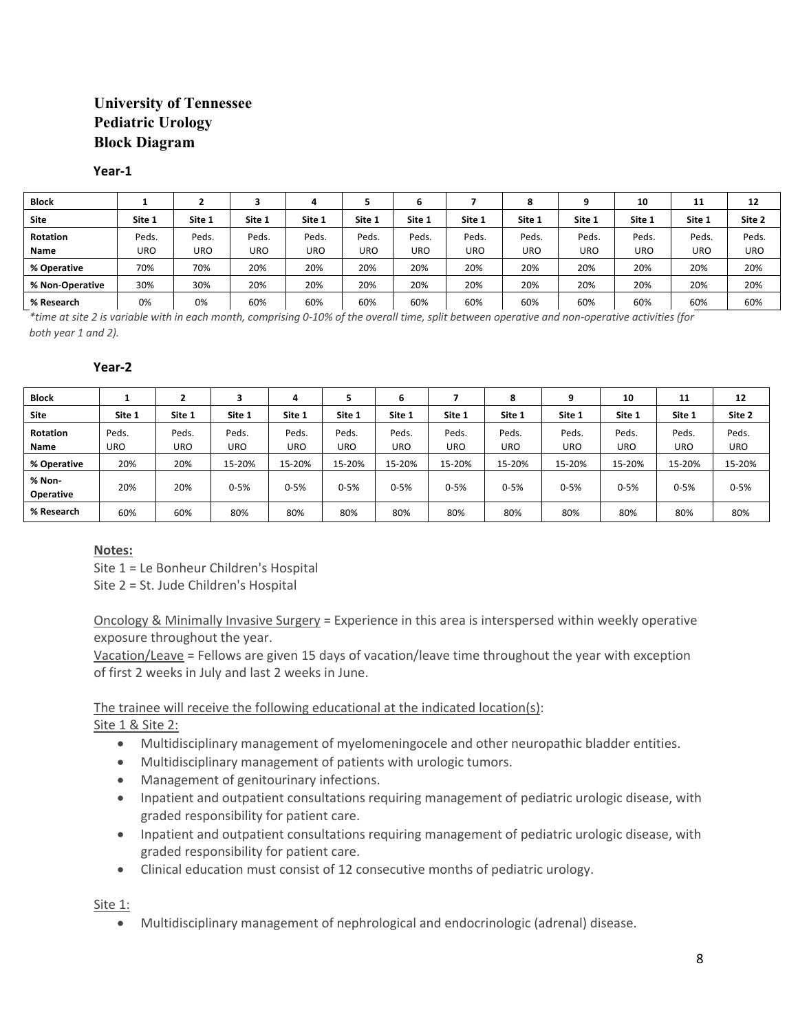# University of Tennessee
# Pediatric Urology
# Block Diagram

**Year-1**

| Block | 1 | 2 | 3 | 4 | 5 | 6 | 7 | 8 | 9 | 10 | 11 | 12 |
|---|---|---|---|---|---|---|---|---|---|---|---|---|
| Site | Site 1 | Site 1 | Site 1 | Site 1 | Site 1 | Site 1 | Site 1 | Site 1 | Site 1 | Site 1 | Site 1 | Site 2 |
| Rotation Name | Peds. URO | Peds. URO | Peds. URO | Peds. URO | Peds. URO | Peds. URO | Peds. URO | Peds. URO | Peds. URO | Peds. URO | Peds. URO | Peds. URO |
| % Operative | 70% | 70% | 20% | 20% | 20% | 20% | 20% | 20% | 20% | 20% | 20% | 20% |
| % Non-Operative | 30% | 30% | 20% | 20% | 20% | 20% | 20% | 20% | 20% | 20% | 20% | 20% |
| % Research | 0% | 0% | 60% | 60% | 60% | 60% | 60% | 60% | 60% | 60% | 60% | 60% |

*\*time at site 2 is variable with in each month, comprising 0-10% of the overall time, split between operative and non-operative activities (for both year 1 and 2).*

**Year-2**

| Block | 1 | 2 | 3 | 4 | 5 | 6 | 7 | 8 | 9 | 10 | 11 | 12 |
|---|---|---|---|---|---|---|---|---|---|---|---|---|
| Site | Site 1 | Site 1 | Site 1 | Site 1 | Site 1 | Site 1 | Site 1 | Site 1 | Site 1 | Site 1 | Site 1 | Site 2 |
| Rotation Name | Peds. URO | Peds. URO | Peds. URO | Peds. URO | Peds. URO | Peds. URO | Peds. URO | Peds. URO | Peds. URO | Peds. URO | Peds. URO | Peds. URO |
| % Operative | 20% | 20% | 15-20% | 15-20% | 15-20% | 15-20% | 15-20% | 15-20% | 15-20% | 15-20% | 15-20% | 15-20% |
| % Non-Operative | 20% | 20% | 0-5% | 0-5% | 0-5% | 0-5% | 0-5% | 0-5% | 0-5% | 0-5% | 0-5% | 0-5% |
| % Research | 60% | 60% | 80% | 80% | 80% | 80% | 80% | 80% | 80% | 80% | 80% | 80% |

**Notes:**

Site 1 = Le Bonheur Children's Hospital
Site 2 = St. Jude Children's Hospital

Oncology & Minimally Invasive Surgery = Experience in this area is interspersed within weekly operative exposure throughout the year.
Vacation/Leave = Fellows are given 15 days of vacation/leave time throughout the year with exception of first 2 weeks in July and last 2 weeks in June.

The trainee will receive the following educational at the indicated location(s):
Site 1 & Site 2:

- Multidisciplinary management of myelomeningocele and other neuropathic bladder entities.
- Multidisciplinary management of patients with urologic tumors.
- Management of genitourinary infections.
- Inpatient and outpatient consultations requiring management of pediatric urologic disease, with graded responsibility for patient care.
- Inpatient and outpatient consultations requiring management of pediatric urologic disease, with graded responsibility for patient care.
- Clinical education must consist of 12 consecutive months of pediatric urology.

Site 1:

- Multidisciplinary management of nephrological and endocrinologic (adrenal) disease.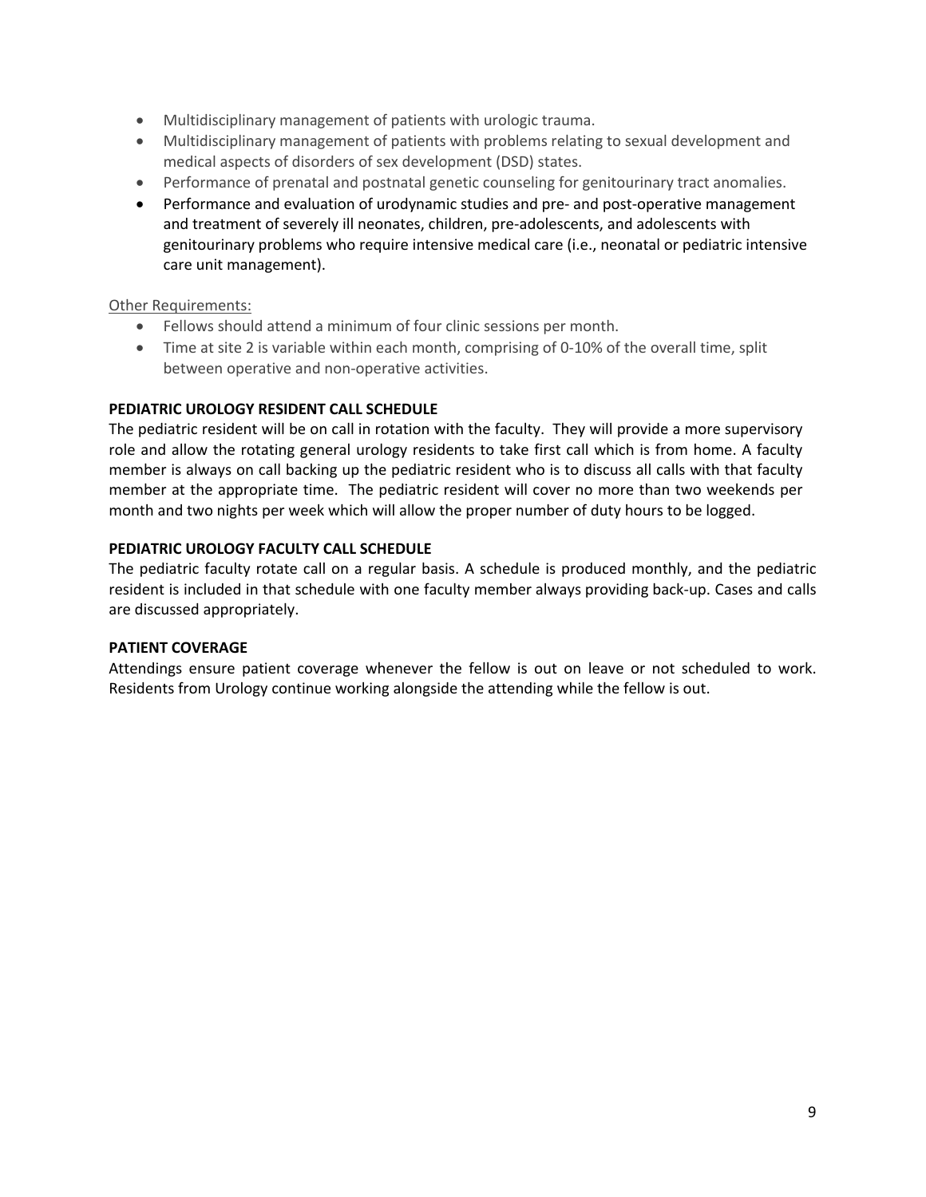- Multidisciplinary management of patients with urologic trauma.
- Multidisciplinary management of patients with problems relating to sexual development and medical aspects of disorders of sex development (DSD) states.
- Performance of prenatal and postnatal genetic counseling for genitourinary tract anomalies.
- Performance and evaluation of urodynamic studies and pre- and post-operative management and treatment of severely ill neonates, children, pre-adolescents, and adolescents with genitourinary problems who require intensive medical care (i.e., neonatal or pediatric intensive care unit management).

Other Requirements:

- Fellows should attend a minimum of four clinic sessions per month.
- Time at site 2 is variable within each month, comprising of 0-10% of the overall time, split between operative and non-operative activities.

**PEDIATRIC UROLOGY RESIDENT CALL SCHEDULE**

The pediatric resident will be on call in rotation with the faculty. They will provide a more supervisory role and allow the rotating general urology residents to take first call which is from home. A faculty member is always on call backing up the pediatric resident who is to discuss all calls with that faculty member at the appropriate time. The pediatric resident will cover no more than two weekends per month and two nights per week which will allow the proper number of duty hours to be logged.

**PEDIATRIC UROLOGY FACULTY CALL SCHEDULE**

The pediatric faculty rotate call on a regular basis. A schedule is produced monthly, and the pediatric resident is included in that schedule with one faculty member always providing back-up. Cases and calls are discussed appropriately.

**PATIENT COVERAGE**

Attendings ensure patient coverage whenever the fellow is out on leave or not scheduled to work. Residents from Urology continue working alongside the attending while the fellow is out.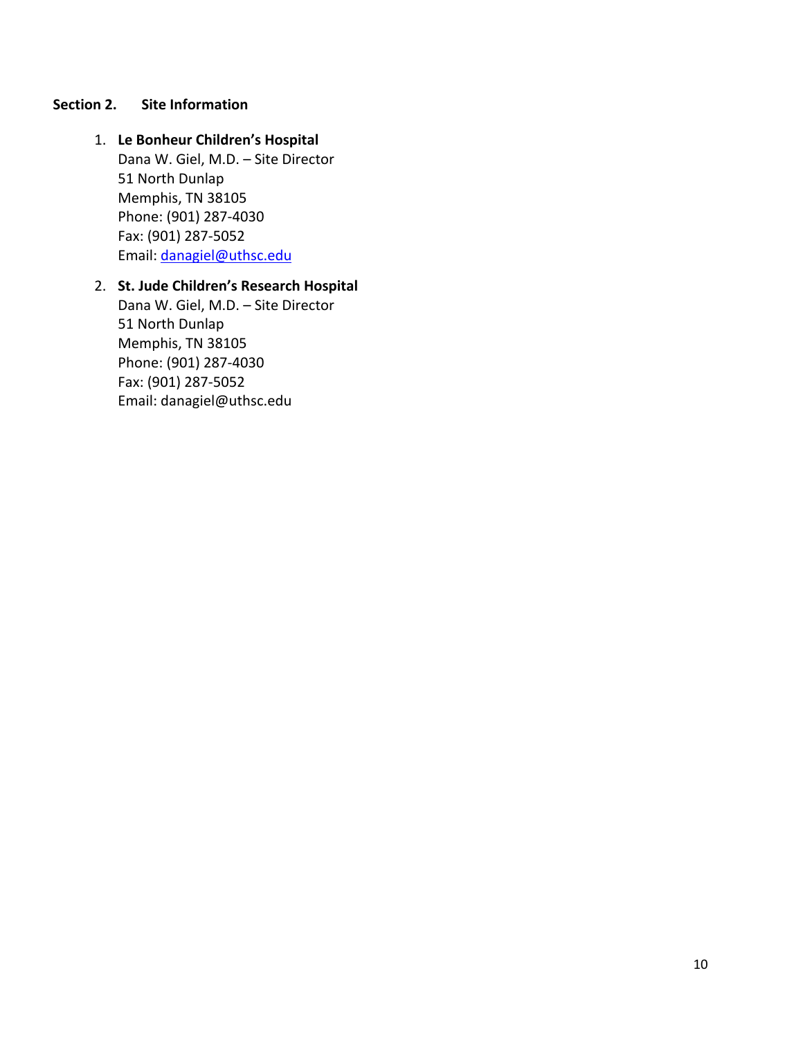## Section 2. Site Information

1. **Le Bonheur Children's Hospital**
   Dana W. Giel, M.D. – Site Director
   51 North Dunlap
   Memphis, TN 38105
   Phone: (901) 287-4030
   Fax: (901) 287-5052
   Email: danagiel@uthsc.edu

2. **St. Jude Children's Research Hospital**
   Dana W. Giel, M.D. – Site Director
   51 North Dunlap
   Memphis, TN 38105
   Phone: (901) 287-4030
   Fax: (901) 287-5052
   Email: danagiel@uthsc.edu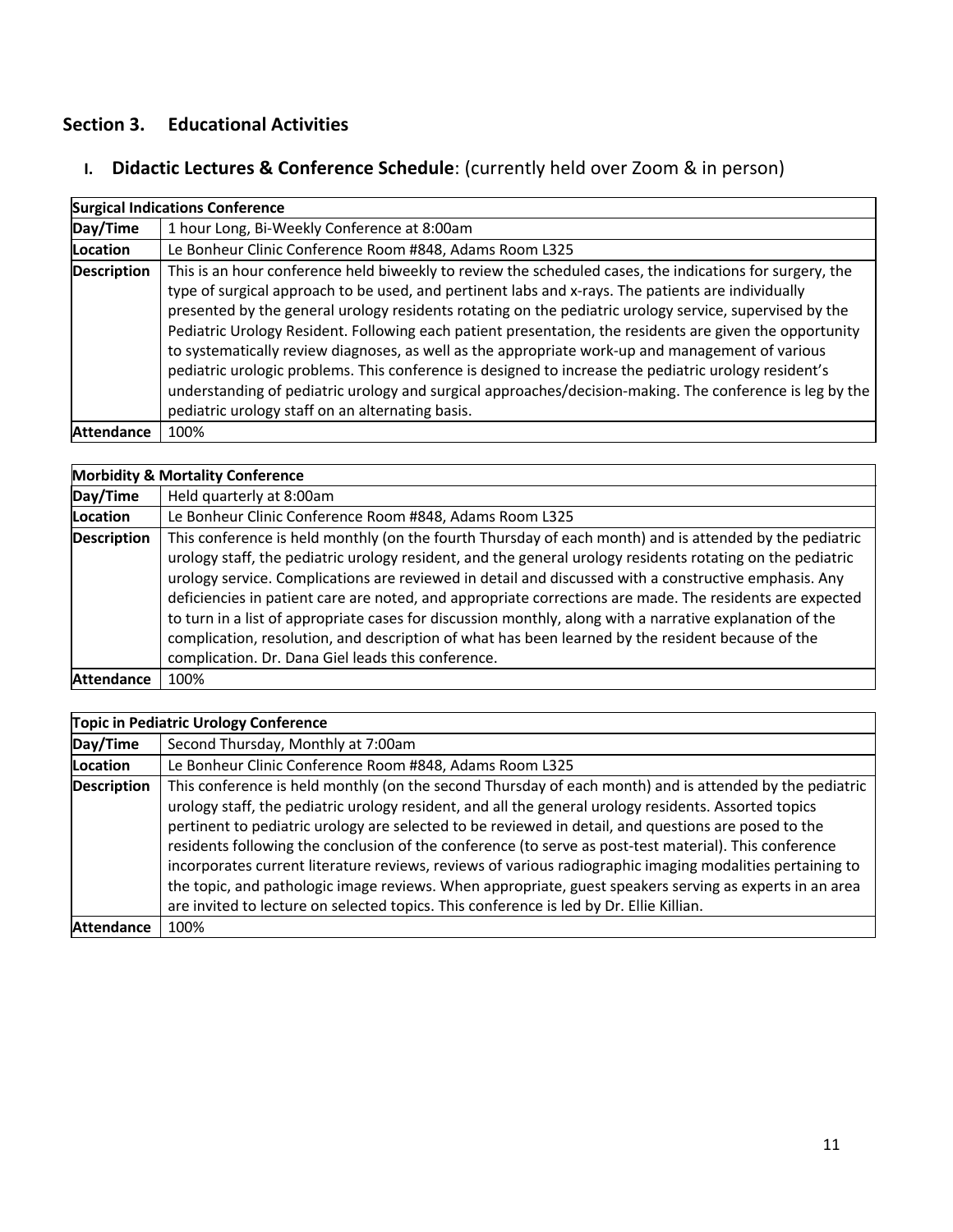## Section 3. Educational Activities

### I. **Didactic Lectures & Conference Schedule**: (currently held over Zoom & in person)

| **Surgical Indications Conference** | |
|---|---|
| **Day/Time** | 1 hour Long, Bi-Weekly Conference at 8:00am |
| **Location** | Le Bonheur Clinic Conference Room #848, Adams Room L325 |
| **Description** | This is an hour conference held biweekly to review the scheduled cases, the indications for surgery, the type of surgical approach to be used, and pertinent labs and x-rays. The patients are individually presented by the general urology residents rotating on the pediatric urology service, supervised by the Pediatric Urology Resident. Following each patient presentation, the residents are given the opportunity to systematically review diagnoses, as well as the appropriate work-up and management of various pediatric urologic problems. This conference is designed to increase the pediatric urology resident's understanding of pediatric urology and surgical approaches/decision-making. The conference is leg by the pediatric urology staff on an alternating basis. |
| **Attendance** | 100% |

| **Morbidity & Mortality Conference** | |
|---|---|
| **Day/Time** | Held quarterly at 8:00am |
| **Location** | Le Bonheur Clinic Conference Room #848, Adams Room L325 |
| **Description** | This conference is held monthly (on the fourth Thursday of each month) and is attended by the pediatric urology staff, the pediatric urology resident, and the general urology residents rotating on the pediatric urology service. Complications are reviewed in detail and discussed with a constructive emphasis. Any deficiencies in patient care are noted, and appropriate corrections are made. The residents are expected to turn in a list of appropriate cases for discussion monthly, along with a narrative explanation of the complication, resolution, and description of what has been learned by the resident because of the complication. Dr. Dana Giel leads this conference. |
| **Attendance** | 100% |

| **Topic in Pediatric Urology Conference** | |
|---|---|
| **Day/Time** | Second Thursday, Monthly at 7:00am |
| **Location** | Le Bonheur Clinic Conference Room #848, Adams Room L325 |
| **Description** | This conference is held monthly (on the second Thursday of each month) and is attended by the pediatric urology staff, the pediatric urology resident, and all the general urology residents. Assorted topics pertinent to pediatric urology are selected to be reviewed in detail, and questions are posed to the residents following the conclusion of the conference (to serve as post-test material). This conference incorporates current literature reviews, reviews of various radiographic imaging modalities pertaining to the topic, and pathologic image reviews. When appropriate, guest speakers serving as experts in an area are invited to lecture on selected topics. This conference is led by Dr. Ellie Killian. |
| **Attendance** | 100% |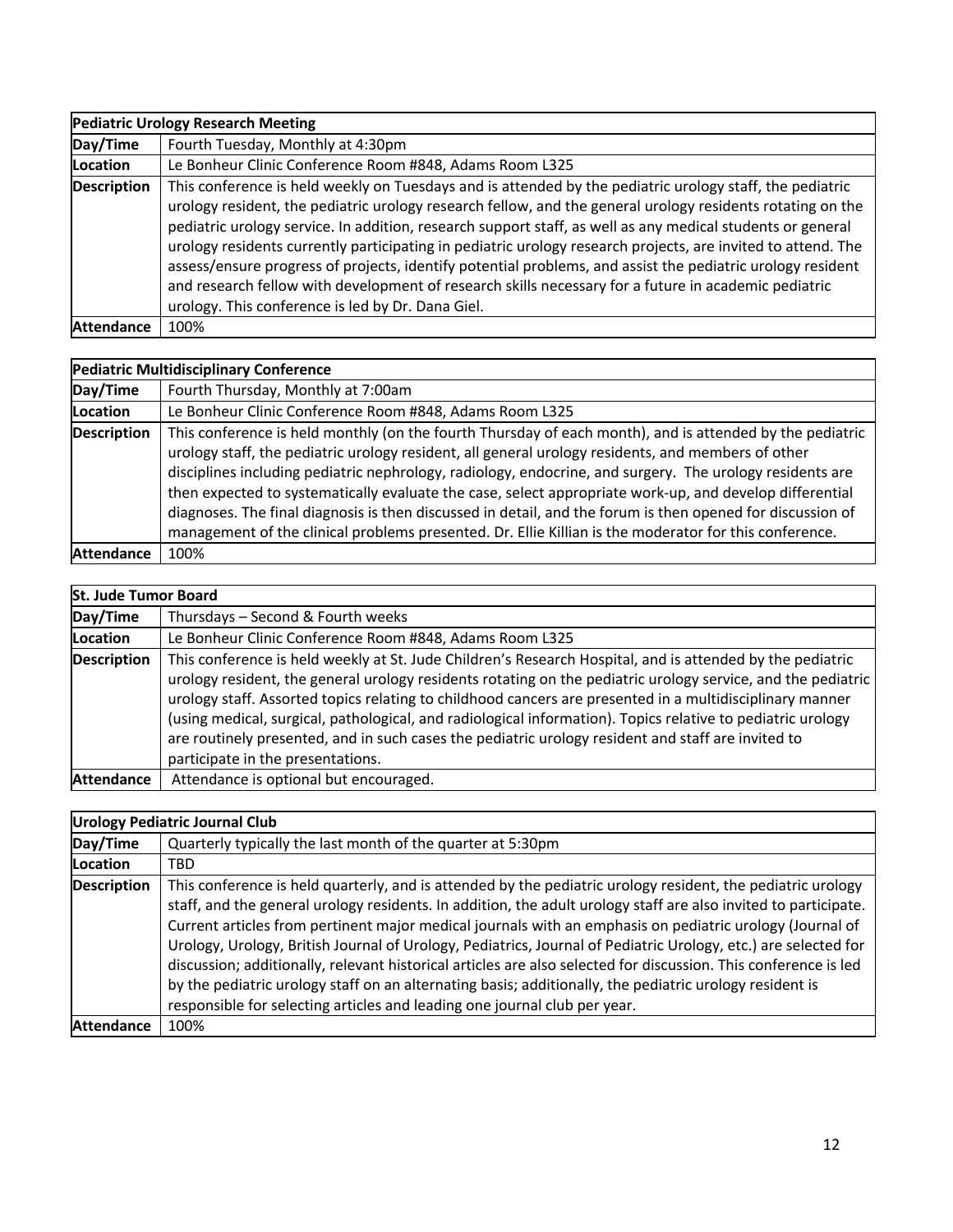| **Pediatric Urology Research Meeting** | |
|---|---|
| **Day/Time** | Fourth Tuesday, Monthly at 4:30pm |
| **Location** | Le Bonheur Clinic Conference Room #848, Adams Room L325 |
| **Description** | This conference is held weekly on Tuesdays and is attended by the pediatric urology staff, the pediatric urology resident, the pediatric urology research fellow, and the general urology residents rotating on the pediatric urology service. In addition, research support staff, as well as any medical students or general urology residents currently participating in pediatric urology research projects, are invited to attend. The assess/ensure progress of projects, identify potential problems, and assist the pediatric urology resident and research fellow with development of research skills necessary for a future in academic pediatric urology. This conference is led by Dr. Dana Giel. |
| **Attendance** | 100% |

| **Pediatric Multidisciplinary Conference** | |
|---|---|
| **Day/Time** | Fourth Thursday, Monthly at 7:00am |
| **Location** | Le Bonheur Clinic Conference Room #848, Adams Room L325 |
| **Description** | This conference is held monthly (on the fourth Thursday of each month), and is attended by the pediatric urology staff, the pediatric urology resident, all general urology residents, and members of other disciplines including pediatric nephrology, radiology, endocrine, and surgery. The urology residents are then expected to systematically evaluate the case, select appropriate work-up, and develop differential diagnoses. The final diagnosis is then discussed in detail, and the forum is then opened for discussion of management of the clinical problems presented. Dr. Ellie Killian is the moderator for this conference. |
| **Attendance** | 100% |

| **St. Jude Tumor Board** | |
|---|---|
| **Day/Time** | Thursdays – Second & Fourth weeks |
| **Location** | Le Bonheur Clinic Conference Room #848, Adams Room L325 |
| **Description** | This conference is held weekly at St. Jude Children's Research Hospital, and is attended by the pediatric urology resident, the general urology residents rotating on the pediatric urology service, and the pediatric urology staff. Assorted topics relating to childhood cancers are presented in a multidisciplinary manner (using medical, surgical, pathological, and radiological information). Topics relative to pediatric urology are routinely presented, and in such cases the pediatric urology resident and staff are invited to participate in the presentations. |
| **Attendance** | Attendance is optional but encouraged. |

| **Urology Pediatric Journal Club** | |
|---|---|
| **Day/Time** | Quarterly typically the last month of the quarter at 5:30pm |
| **Location** | TBD |
| **Description** | This conference is held quarterly, and is attended by the pediatric urology resident, the pediatric urology staff, and the general urology residents. In addition, the adult urology staff are also invited to participate. Current articles from pertinent major medical journals with an emphasis on pediatric urology (Journal of Urology, Urology, British Journal of Urology, Pediatrics, Journal of Pediatric Urology, etc.) are selected for discussion; additionally, relevant historical articles are also selected for discussion. This conference is led by the pediatric urology staff on an alternating basis; additionally, the pediatric urology resident is responsible for selecting articles and leading one journal club per year. |
| **Attendance** | 100% |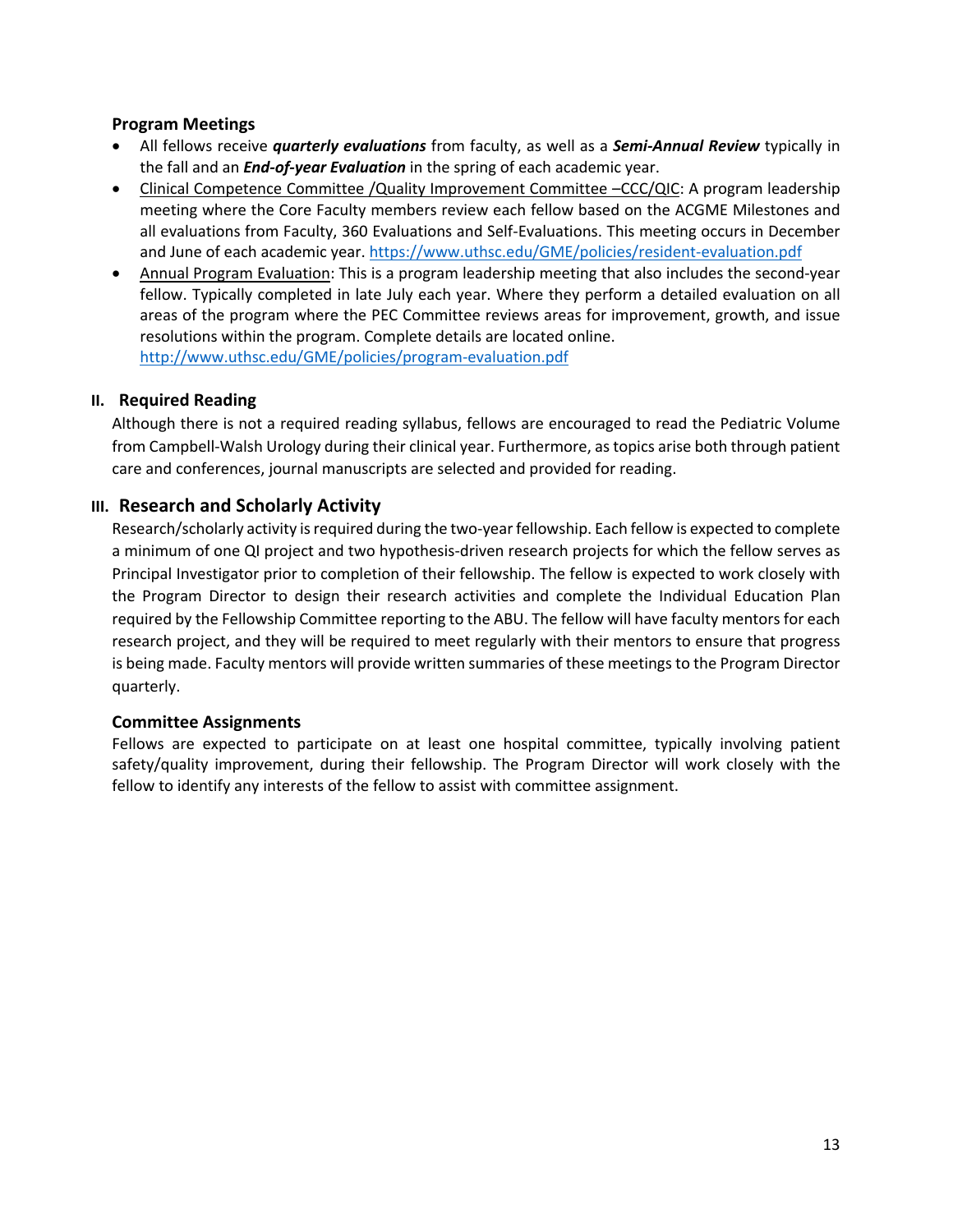### Program Meetings

- All fellows receive ***quarterly evaluations*** from faculty, as well as a ***Semi-Annual Review*** typically in the fall and an ***End-of-year Evaluation*** in the spring of each academic year.
- Clinical Competence Committee /Quality Improvement Committee –CCC/QIC: A program leadership meeting where the Core Faculty members review each fellow based on the ACGME Milestones and all evaluations from Faculty, 360 Evaluations and Self-Evaluations. This meeting occurs in December and June of each academic year. https://www.uthsc.edu/GME/policies/resident-evaluation.pdf
- Annual Program Evaluation: This is a program leadership meeting that also includes the second-year fellow. Typically completed in late July each year. Where they perform a detailed evaluation on all areas of the program where the PEC Committee reviews areas for improvement, growth, and issue resolutions within the program. Complete details are located online. http://www.uthsc.edu/GME/policies/program-evaluation.pdf

## II. Required Reading

Although there is not a required reading syllabus, fellows are encouraged to read the Pediatric Volume from Campbell-Walsh Urology during their clinical year. Furthermore, as topics arise both through patient care and conferences, journal manuscripts are selected and provided for reading.

## III. Research and Scholarly Activity

Research/scholarly activity is required during the two-year fellowship. Each fellow is expected to complete a minimum of one QI project and two hypothesis-driven research projects for which the fellow serves as Principal Investigator prior to completion of their fellowship. The fellow is expected to work closely with the Program Director to design their research activities and complete the Individual Education Plan required by the Fellowship Committee reporting to the ABU. The fellow will have faculty mentors for each research project, and they will be required to meet regularly with their mentors to ensure that progress is being made. Faculty mentors will provide written summaries of these meetings to the Program Director quarterly.

### Committee Assignments

Fellows are expected to participate on at least one hospital committee, typically involving patient safety/quality improvement, during their fellowship. The Program Director will work closely with the fellow to identify any interests of the fellow to assist with committee assignment.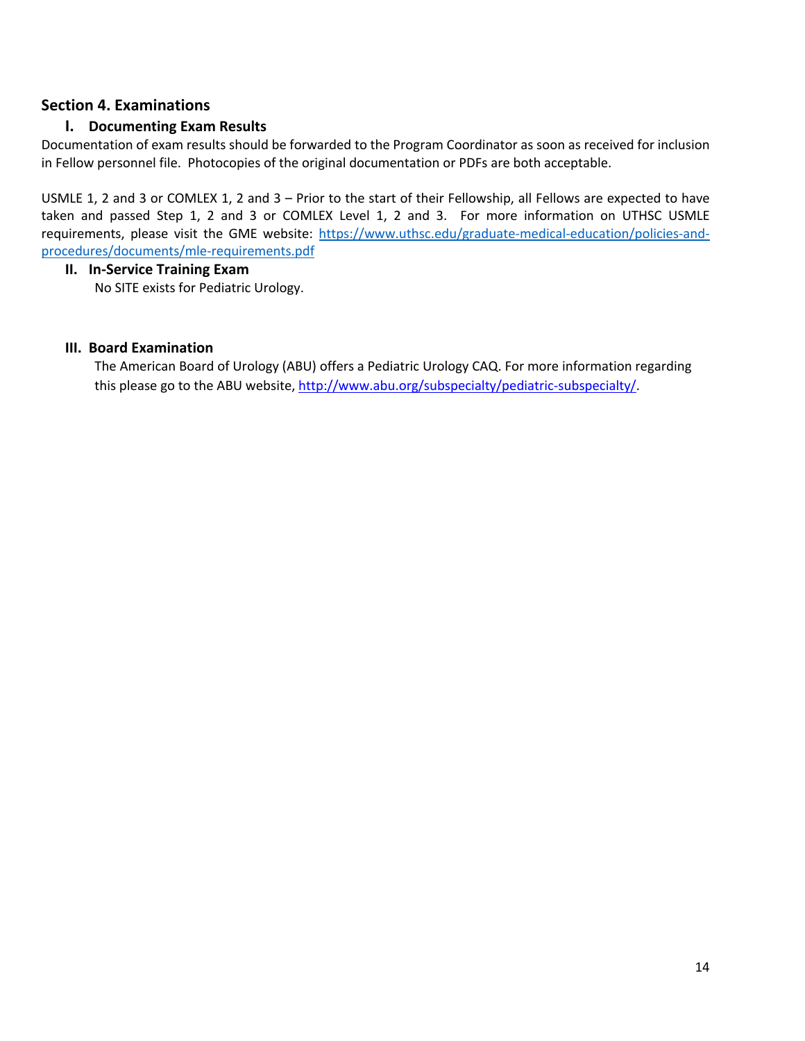## Section 4. Examinations

### I. Documenting Exam Results

Documentation of exam results should be forwarded to the Program Coordinator as soon as received for inclusion in Fellow personnel file. Photocopies of the original documentation or PDFs are both acceptable.

USMLE 1, 2 and 3 or COMLEX 1, 2 and 3 – Prior to the start of their Fellowship, all Fellows are expected to have taken and passed Step 1, 2 and 3 or COMLEX Level 1, 2 and 3. For more information on UTHSC USMLE requirements, please visit the GME website: https://www.uthsc.edu/graduate-medical-education/policies-and-procedures/documents/mle-requirements.pdf

### II. In-Service Training Exam

No SITE exists for Pediatric Urology.

### III. Board Examination

The American Board of Urology (ABU) offers a Pediatric Urology CAQ. For more information regarding this please go to the ABU website, http://www.abu.org/subspecialty/pediatric-subspecialty/.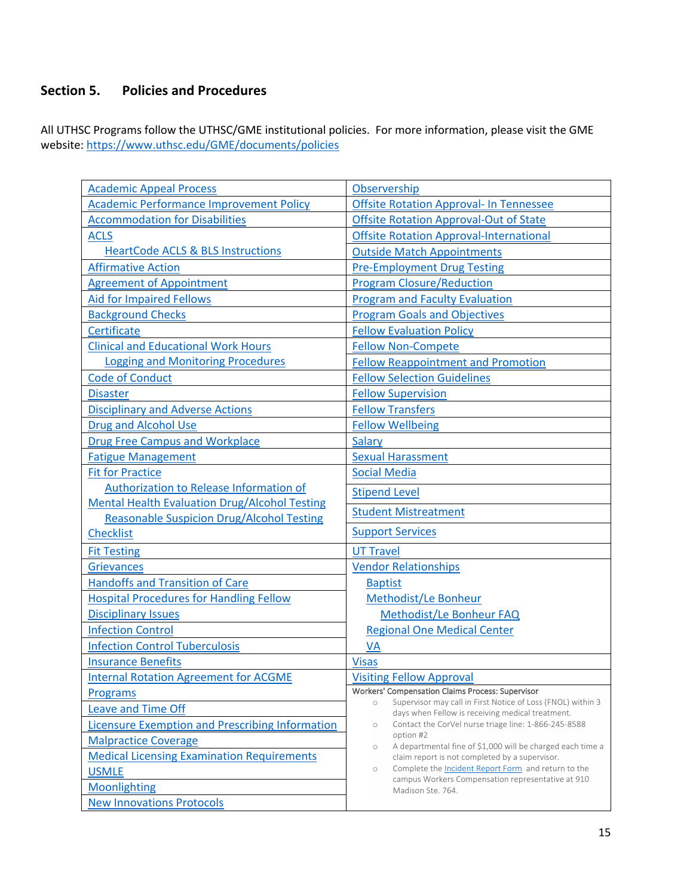## Section 5. Policies and Procedures

All UTHSC Programs follow the UTHSC/GME institutional policies. For more information, please visit the GME website: https://www.uthsc.edu/GME/documents/policies

| | |
|---|---|
| Academic Appeal Process | Observership |
| Academic Performance Improvement Policy | Offsite Rotation Approval- In Tennessee |
| Accommodation for Disabilities | Offsite Rotation Approval-Out of State |
| ACLS<br>HeartCode ACLS & BLS Instructions | Offsite Rotation Approval-International |
| | Outside Match Appointments |
| Affirmative Action | Pre-Employment Drug Testing |
| Agreement of Appointment | Program Closure/Reduction |
| Aid for Impaired Fellows | Program and Faculty Evaluation |
| Background Checks | Program Goals and Objectives |
| Certificate | Fellow Evaluation Policy |
| Clinical and Educational Work Hours<br>Logging and Monitoring Procedures | Fellow Non-Compete |
| | Fellow Reappointment and Promotion |
| Code of Conduct | Fellow Selection Guidelines |
| Disaster | Fellow Supervision |
| Disciplinary and Adverse Actions | Fellow Transfers |
| Drug and Alcohol Use | Fellow Wellbeing |
| Drug Free Campus and Workplace | Salary |
| Fatigue Management | Sexual Harassment |
| Fit for Practice<br>Authorization to Release Information of Mental Health Evaluation Drug/Alcohol Testing<br>Reasonable Suspicion Drug/Alcohol Testing Checklist | Social Media<br>Stipend Level<br>Student Mistreatment<br>Support Services |
| Fit Testing | UT Travel |
| Grievances | Vendor Relationships<br>Baptist<br>Methodist/Le Bonheur<br>Methodist/Le Bonheur FAQ<br>Regional One Medical Center<br>VA |
| Handoffs and Transition of Care | |
| Hospital Procedures for Handling Fellow Disciplinary Issues | |
| Infection Control | |
| Infection Control Tuberculosis | |
| Insurance Benefits | Visas |
| Internal Rotation Agreement for ACGME Programs | Visiting Fellow Approval |
| Leave and Time Off | Workers' Compensation Claims Process: Supervisor<br>○ Supervisor may call in First Notice of Loss (FNOL) within 3 days when Fellow is receiving medical treatment.<br>○ Contact the CorVel nurse triage line: 1-866-245-8588 option #2<br>○ A departmental fine of $1,000 will be charged each time a claim report is not completed by a supervisor.<br>○ Complete the Incident Report Form and return to the campus Workers Compensation representative at 910 Madison Ste. 764. |
| Licensure Exemption and Prescribing Information | |
| Malpractice Coverage | |
| Medical Licensing Examination Requirements USMLE | |
| Moonlighting | |
| New Innovations Protocols | |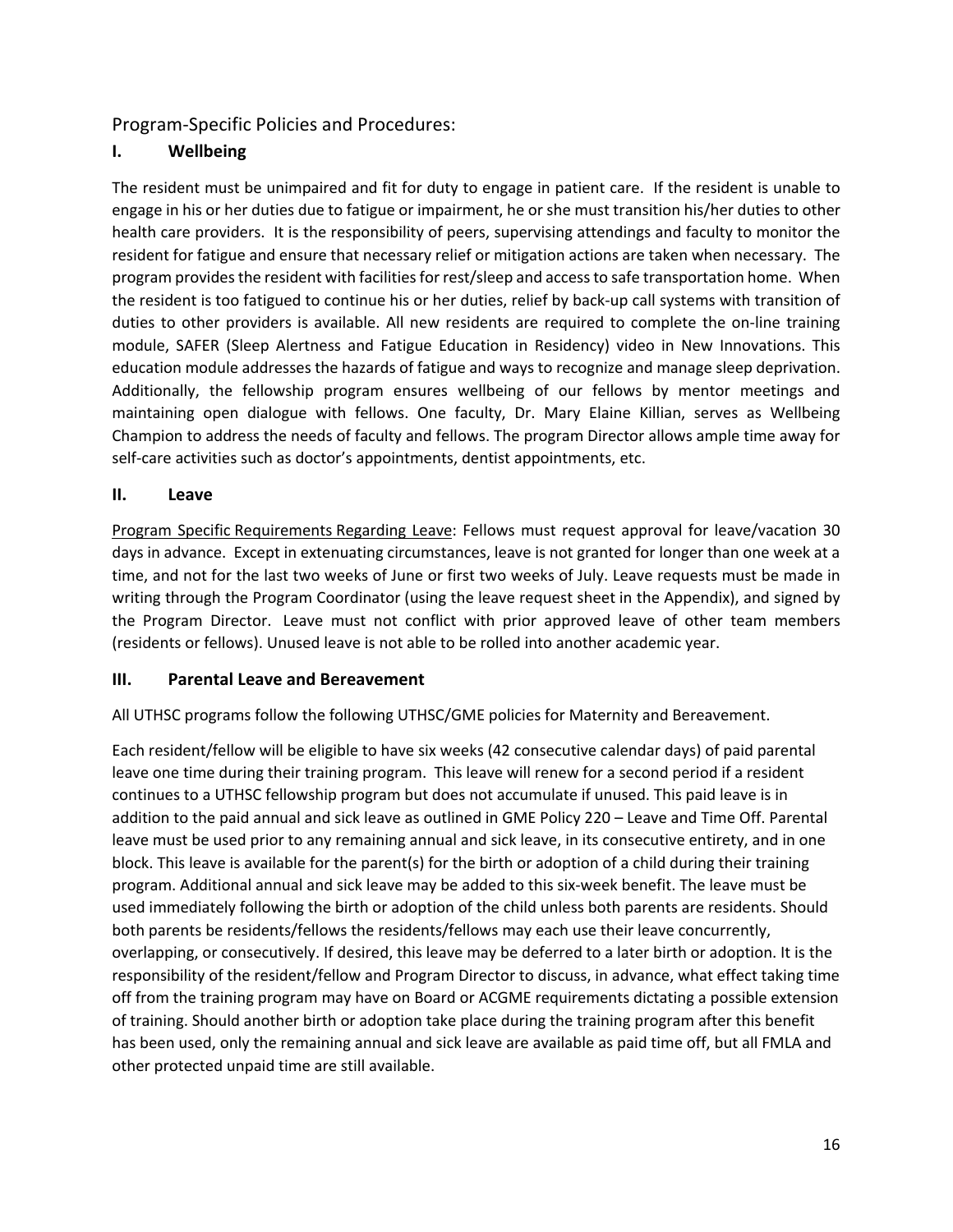## Program-Specific Policies and Procedures:

### I. Wellbeing

The resident must be unimpaired and fit for duty to engage in patient care. If the resident is unable to engage in his or her duties due to fatigue or impairment, he or she must transition his/her duties to other health care providers. It is the responsibility of peers, supervising attendings and faculty to monitor the resident for fatigue and ensure that necessary relief or mitigation actions are taken when necessary. The program provides the resident with facilities for rest/sleep and access to safe transportation home. When the resident is too fatigued to continue his or her duties, relief by back-up call systems with transition of duties to other providers is available. All new residents are required to complete the on-line training module, SAFER (Sleep Alertness and Fatigue Education in Residency) video in New Innovations. This education module addresses the hazards of fatigue and ways to recognize and manage sleep deprivation. Additionally, the fellowship program ensures wellbeing of our fellows by mentor meetings and maintaining open dialogue with fellows. One faculty, Dr. Mary Elaine Killian, serves as Wellbeing Champion to address the needs of faculty and fellows. The program Director allows ample time away for self-care activities such as doctor's appointments, dentist appointments, etc.

### II. Leave

<u>Program Specific Requirements Regarding Leave</u>: Fellows must request approval for leave/vacation 30 days in advance. Except in extenuating circumstances, leave is not granted for longer than one week at a time, and not for the last two weeks of June or first two weeks of July. Leave requests must be made in writing through the Program Coordinator (using the leave request sheet in the Appendix), and signed by the Program Director. Leave must not conflict with prior approved leave of other team members (residents or fellows). Unused leave is not able to be rolled into another academic year.

### III. Parental Leave and Bereavement

All UTHSC programs follow the following UTHSC/GME policies for Maternity and Bereavement.

Each resident/fellow will be eligible to have six weeks (42 consecutive calendar days) of paid parental leave one time during their training program. This leave will renew for a second period if a resident continues to a UTHSC fellowship program but does not accumulate if unused. This paid leave is in addition to the paid annual and sick leave as outlined in GME Policy 220 – Leave and Time Off. Parental leave must be used prior to any remaining annual and sick leave, in its consecutive entirety, and in one block. This leave is available for the parent(s) for the birth or adoption of a child during their training program. Additional annual and sick leave may be added to this six-week benefit. The leave must be used immediately following the birth or adoption of the child unless both parents are residents. Should both parents be residents/fellows the residents/fellows may each use their leave concurrently, overlapping, or consecutively. If desired, this leave may be deferred to a later birth or adoption. It is the responsibility of the resident/fellow and Program Director to discuss, in advance, what effect taking time off from the training program may have on Board or ACGME requirements dictating a possible extension of training. Should another birth or adoption take place during the training program after this benefit has been used, only the remaining annual and sick leave are available as paid time off, but all FMLA and other protected unpaid time are still available.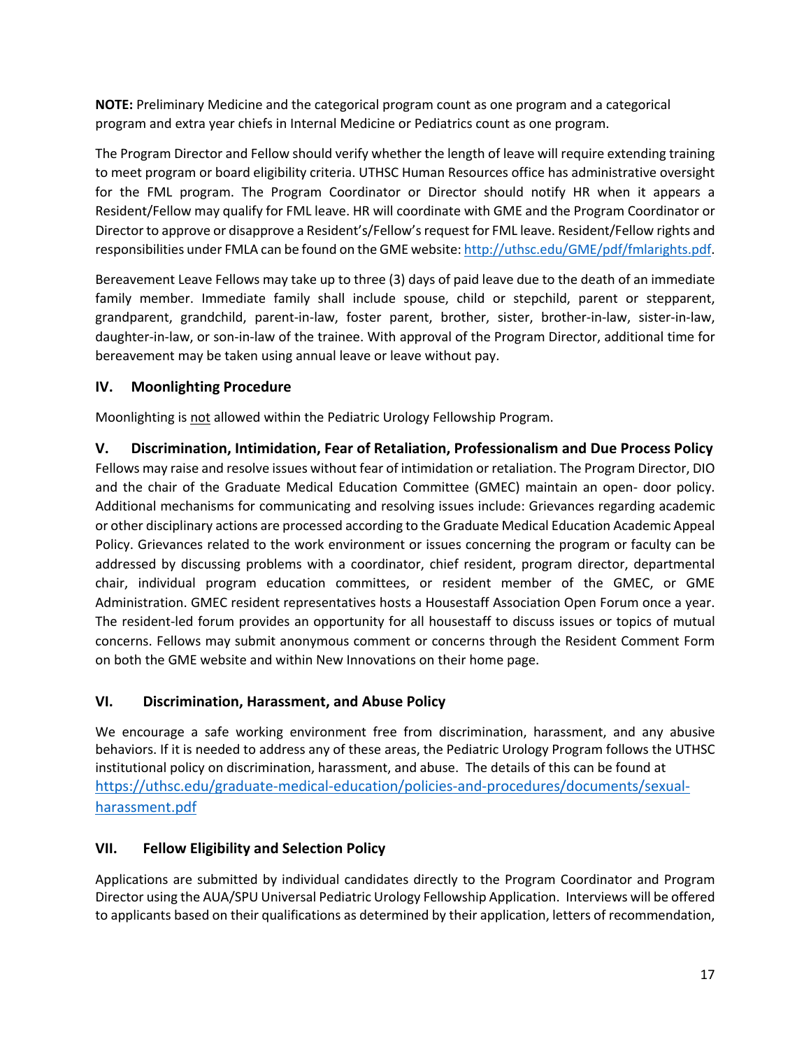**NOTE:** Preliminary Medicine and the categorical program count as one program and a categorical program and extra year chiefs in Internal Medicine or Pediatrics count as one program.

The Program Director and Fellow should verify whether the length of leave will require extending training to meet program or board eligibility criteria. UTHSC Human Resources office has administrative oversight for the FML program. The Program Coordinator or Director should notify HR when it appears a Resident/Fellow may qualify for FML leave. HR will coordinate with GME and the Program Coordinator or Director to approve or disapprove a Resident's/Fellow's request for FML leave. Resident/Fellow rights and responsibilities under FMLA can be found on the GME website: [http://uthsc.edu/GME/pdf/fmlarights.pdf](http://uthsc.edu/GME/pdf/fmlarights.pdf).

Bereavement Leave Fellows may take up to three (3) days of paid leave due to the death of an immediate family member. Immediate family shall include spouse, child or stepchild, parent or stepparent, grandparent, grandchild, parent-in-law, foster parent, brother, sister, brother-in-law, sister-in-law, daughter-in-law, or son-in-law of the trainee. With approval of the Program Director, additional time for bereavement may be taken using annual leave or leave without pay.

## IV. Moonlighting Procedure

Moonlighting is <u>not</u> allowed within the Pediatric Urology Fellowship Program.

## V. Discrimination, Intimidation, Fear of Retaliation, Professionalism and Due Process Policy

Fellows may raise and resolve issues without fear of intimidation or retaliation. The Program Director, DIO and the chair of the Graduate Medical Education Committee (GMEC) maintain an open- door policy. Additional mechanisms for communicating and resolving issues include: Grievances regarding academic or other disciplinary actions are processed according to the Graduate Medical Education Academic Appeal Policy. Grievances related to the work environment or issues concerning the program or faculty can be addressed by discussing problems with a coordinator, chief resident, program director, departmental chair, individual program education committees, or resident member of the GMEC, or GME Administration. GMEC resident representatives hosts a Housestaff Association Open Forum once a year. The resident-led forum provides an opportunity for all housestaff to discuss issues or topics of mutual concerns. Fellows may submit anonymous comment or concerns through the Resident Comment Form on both the GME website and within New Innovations on their home page.

## VI. Discrimination, Harassment, and Abuse Policy

We encourage a safe working environment free from discrimination, harassment, and any abusive behaviors. If it is needed to address any of these areas, the Pediatric Urology Program follows the UTHSC institutional policy on discrimination, harassment, and abuse. The details of this can be found at [https://uthsc.edu/graduate-medical-education/policies-and-procedures/documents/sexual-harassment.pdf](https://uthsc.edu/graduate-medical-education/policies-and-procedures/documents/sexual-harassment.pdf)

## VII. Fellow Eligibility and Selection Policy

Applications are submitted by individual candidates directly to the Program Coordinator and Program Director using the AUA/SPU Universal Pediatric Urology Fellowship Application. Interviews will be offered to applicants based on their qualifications as determined by their application, letters of recommendation,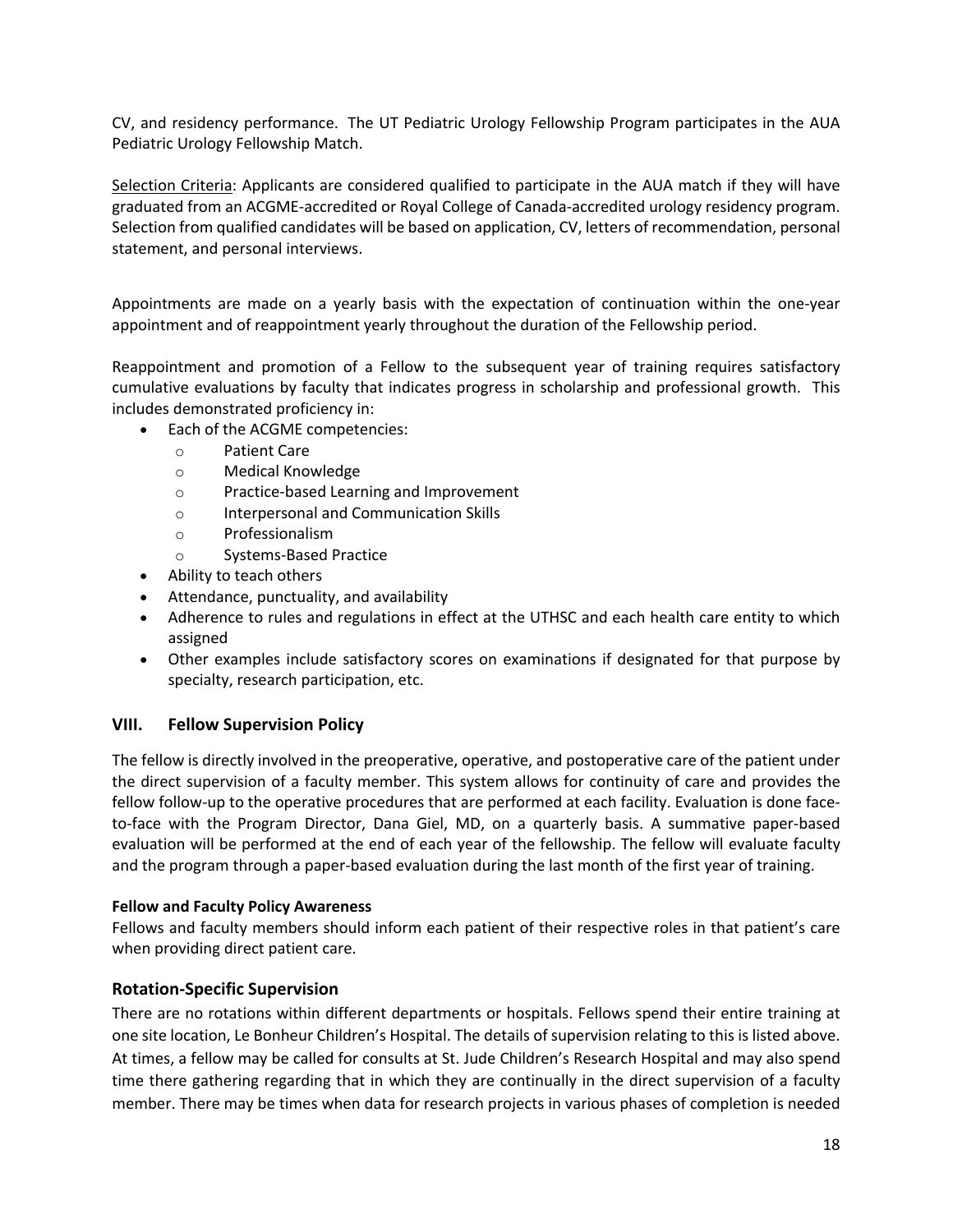CV, and residency performance. The UT Pediatric Urology Fellowship Program participates in the AUA Pediatric Urology Fellowship Match.

Selection Criteria: Applicants are considered qualified to participate in the AUA match if they will have graduated from an ACGME-accredited or Royal College of Canada-accredited urology residency program. Selection from qualified candidates will be based on application, CV, letters of recommendation, personal statement, and personal interviews.

Appointments are made on a yearly basis with the expectation of continuation within the one-year appointment and of reappointment yearly throughout the duration of the Fellowship period.

Reappointment and promotion of a Fellow to the subsequent year of training requires satisfactory cumulative evaluations by faculty that indicates progress in scholarship and professional growth. This includes demonstrated proficiency in:

- Each of the ACGME competencies:
  - Patient Care
  - Medical Knowledge
  - Practice-based Learning and Improvement
  - Interpersonal and Communication Skills
  - Professionalism
  - Systems-Based Practice
- Ability to teach others
- Attendance, punctuality, and availability
- Adherence to rules and regulations in effect at the UTHSC and each health care entity to which assigned
- Other examples include satisfactory scores on examinations if designated for that purpose by specialty, research participation, etc.

## VIII. Fellow Supervision Policy

The fellow is directly involved in the preoperative, operative, and postoperative care of the patient under the direct supervision of a faculty member. This system allows for continuity of care and provides the fellow follow-up to the operative procedures that are performed at each facility. Evaluation is done face-to-face with the Program Director, Dana Giel, MD, on a quarterly basis. A summative paper-based evaluation will be performed at the end of each year of the fellowship. The fellow will evaluate faculty and the program through a paper-based evaluation during the last month of the first year of training.

#### Fellow and Faculty Policy Awareness

Fellows and faculty members should inform each patient of their respective roles in that patient's care when providing direct patient care.

### Rotation-Specific Supervision

There are no rotations within different departments or hospitals. Fellows spend their entire training at one site location, Le Bonheur Children's Hospital. The details of supervision relating to this is listed above. At times, a fellow may be called for consults at St. Jude Children's Research Hospital and may also spend time there gathering regarding that in which they are continually in the direct supervision of a faculty member. There may be times when data for research projects in various phases of completion is needed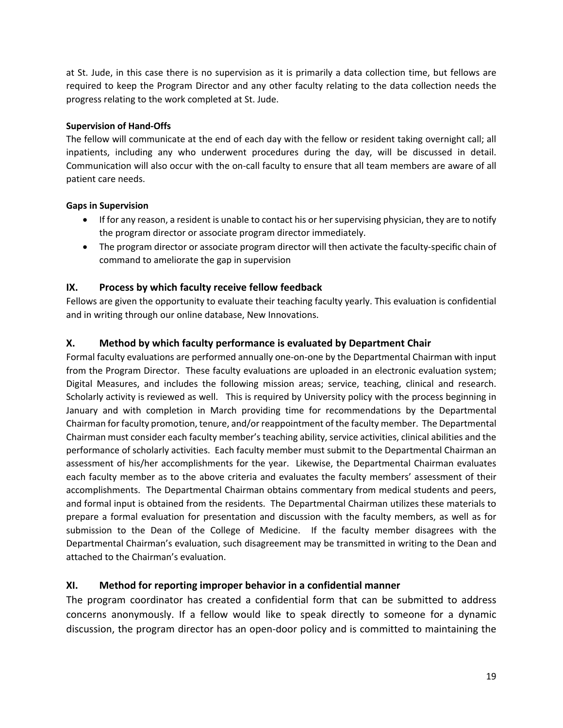at St. Jude, in this case there is no supervision as it is primarily a data collection time, but fellows are required to keep the Program Director and any other faculty relating to the data collection needs the progress relating to the work completed at St. Jude.

**Supervision of Hand-Offs**

The fellow will communicate at the end of each day with the fellow or resident taking overnight call; all inpatients, including any who underwent procedures during the day, will be discussed in detail. Communication will also occur with the on-call faculty to ensure that all team members are aware of all patient care needs.

**Gaps in Supervision**

- If for any reason, a resident is unable to contact his or her supervising physician, they are to notify the program director or associate program director immediately.
- The program director or associate program director will then activate the faculty-specific chain of command to ameliorate the gap in supervision

## IX. Process by which faculty receive fellow feedback

Fellows are given the opportunity to evaluate their teaching faculty yearly. This evaluation is confidential and in writing through our online database, New Innovations.

## X. Method by which faculty performance is evaluated by Department Chair

Formal faculty evaluations are performed annually one-on-one by the Departmental Chairman with input from the Program Director. These faculty evaluations are uploaded in an electronic evaluation system; Digital Measures, and includes the following mission areas; service, teaching, clinical and research. Scholarly activity is reviewed as well. This is required by University policy with the process beginning in January and with completion in March providing time for recommendations by the Departmental Chairman for faculty promotion, tenure, and/or reappointment of the faculty member. The Departmental Chairman must consider each faculty member's teaching ability, service activities, clinical abilities and the performance of scholarly activities. Each faculty member must submit to the Departmental Chairman an assessment of his/her accomplishments for the year. Likewise, the Departmental Chairman evaluates each faculty member as to the above criteria and evaluates the faculty members' assessment of their accomplishments. The Departmental Chairman obtains commentary from medical students and peers, and formal input is obtained from the residents. The Departmental Chairman utilizes these materials to prepare a formal evaluation for presentation and discussion with the faculty members, as well as for submission to the Dean of the College of Medicine. If the faculty member disagrees with the Departmental Chairman's evaluation, such disagreement may be transmitted in writing to the Dean and attached to the Chairman's evaluation.

## XI. Method for reporting improper behavior in a confidential manner

The program coordinator has created a confidential form that can be submitted to address concerns anonymously. If a fellow would like to speak directly to someone for a dynamic discussion, the program director has an open-door policy and is committed to maintaining the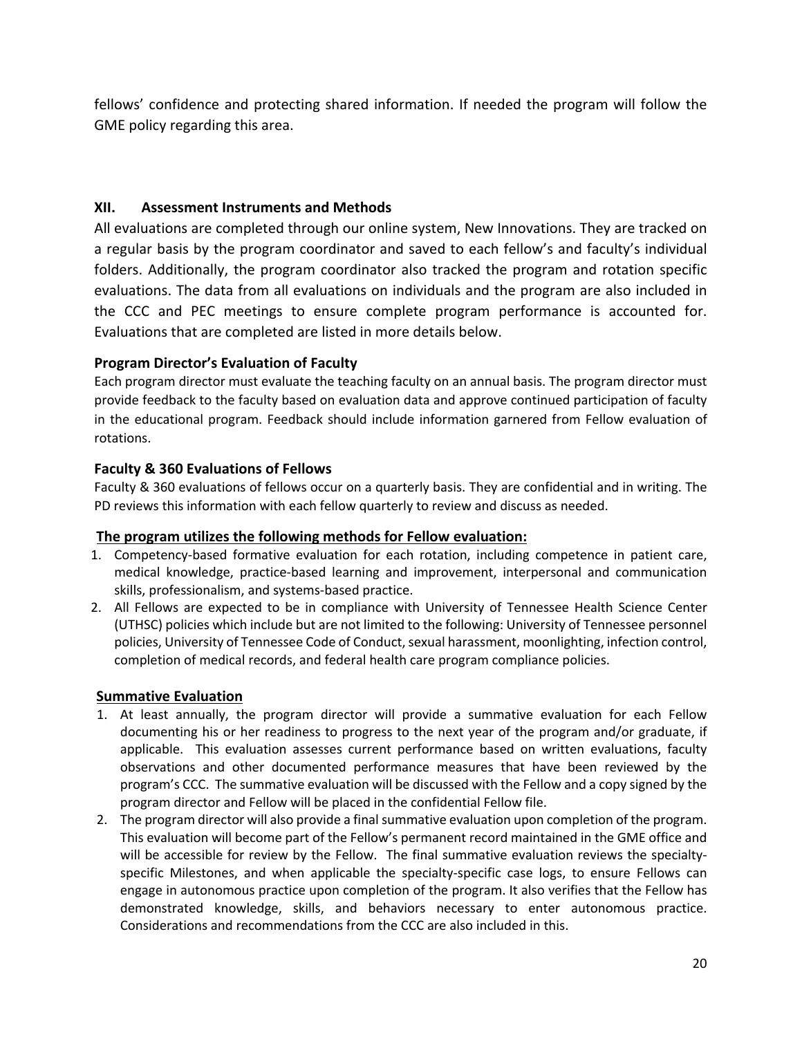fellows' confidence and protecting shared information. If needed the program will follow the GME policy regarding this area.

## XII. Assessment Instruments and Methods

All evaluations are completed through our online system, New Innovations. They are tracked on a regular basis by the program coordinator and saved to each fellow's and faculty's individual folders. Additionally, the program coordinator also tracked the program and rotation specific evaluations. The data from all evaluations on individuals and the program are also included in the CCC and PEC meetings to ensure complete program performance is accounted for. Evaluations that are completed are listed in more details below.

### Program Director's Evaluation of Faculty

Each program director must evaluate the teaching faculty on an annual basis. The program director must provide feedback to the faculty based on evaluation data and approve continued participation of faculty in the educational program. Feedback should include information garnered from Fellow evaluation of rotations.

### Faculty & 360 Evaluations of Fellows

Faculty & 360 evaluations of fellows occur on a quarterly basis. They are confidential and in writing. The PD reviews this information with each fellow quarterly to review and discuss as needed.

### The program utilizes the following methods for Fellow evaluation:

1. Competency-based formative evaluation for each rotation, including competence in patient care, medical knowledge, practice-based learning and improvement, interpersonal and communication skills, professionalism, and systems-based practice.
2. All Fellows are expected to be in compliance with University of Tennessee Health Science Center (UTHSC) policies which include but are not limited to the following: University of Tennessee personnel policies, University of Tennessee Code of Conduct, sexual harassment, moonlighting, infection control, completion of medical records, and federal health care program compliance policies.

### Summative Evaluation

1. At least annually, the program director will provide a summative evaluation for each Fellow documenting his or her readiness to progress to the next year of the program and/or graduate, if applicable. This evaluation assesses current performance based on written evaluations, faculty observations and other documented performance measures that have been reviewed by the program's CCC. The summative evaluation will be discussed with the Fellow and a copy signed by the program director and Fellow will be placed in the confidential Fellow file.
2. The program director will also provide a final summative evaluation upon completion of the program. This evaluation will become part of the Fellow's permanent record maintained in the GME office and will be accessible for review by the Fellow. The final summative evaluation reviews the specialty-specific Milestones, and when applicable the specialty-specific case logs, to ensure Fellows can engage in autonomous practice upon completion of the program. It also verifies that the Fellow has demonstrated knowledge, skills, and behaviors necessary to enter autonomous practice. Considerations and recommendations from the CCC are also included in this.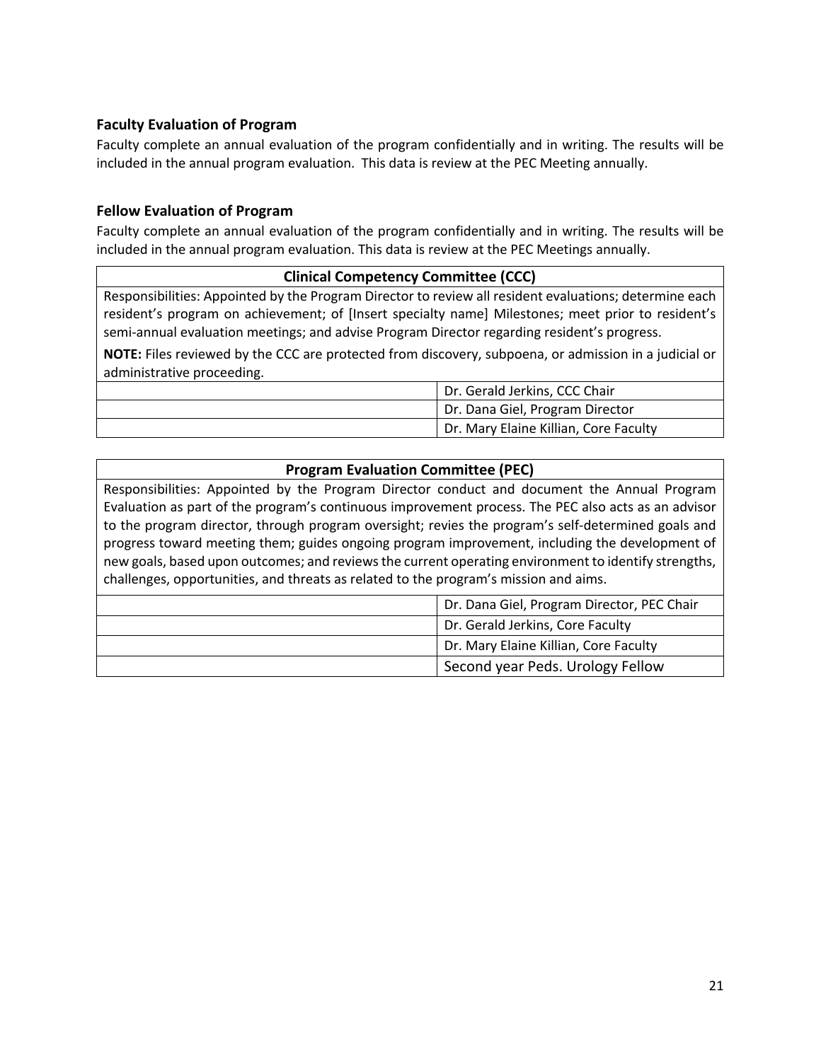### Faculty Evaluation of Program

Faculty complete an annual evaluation of the program confidentially and in writing. The results will be included in the annual program evaluation. This data is review at the PEC Meeting annually.

### Fellow Evaluation of Program

Faculty complete an annual evaluation of the program confidentially and in writing. The results will be included in the annual program evaluation. This data is review at the PEC Meetings annually.

| **Clinical Competency Committee (CCC)** | |
|---|---|
| Responsibilities: Appointed by the Program Director to review all resident evaluations; determine each resident's program on achievement; of [Insert specialty name] Milestones; meet prior to resident's semi-annual evaluation meetings; and advise Program Director regarding resident's progress. **NOTE:** Files reviewed by the CCC are protected from discovery, subpoena, or admission in a judicial or administrative proceeding. | |
| | Dr. Gerald Jerkins, CCC Chair |
| | Dr. Dana Giel, Program Director |
| | Dr. Mary Elaine Killian, Core Faculty |

| **Program Evaluation Committee (PEC)** | |
|---|---|
| Responsibilities: Appointed by the Program Director conduct and document the Annual Program Evaluation as part of the program's continuous improvement process. The PEC also acts as an advisor to the program director, through program oversight; revies the program's self-determined goals and progress toward meeting them; guides ongoing program improvement, including the development of new goals, based upon outcomes; and reviews the current operating environment to identify strengths, challenges, opportunities, and threats as related to the program's mission and aims. | |
| | Dr. Dana Giel, Program Director, PEC Chair |
| | Dr. Gerald Jerkins, Core Faculty |
| | Dr. Mary Elaine Killian, Core Faculty |
| | Second year Peds. Urology Fellow |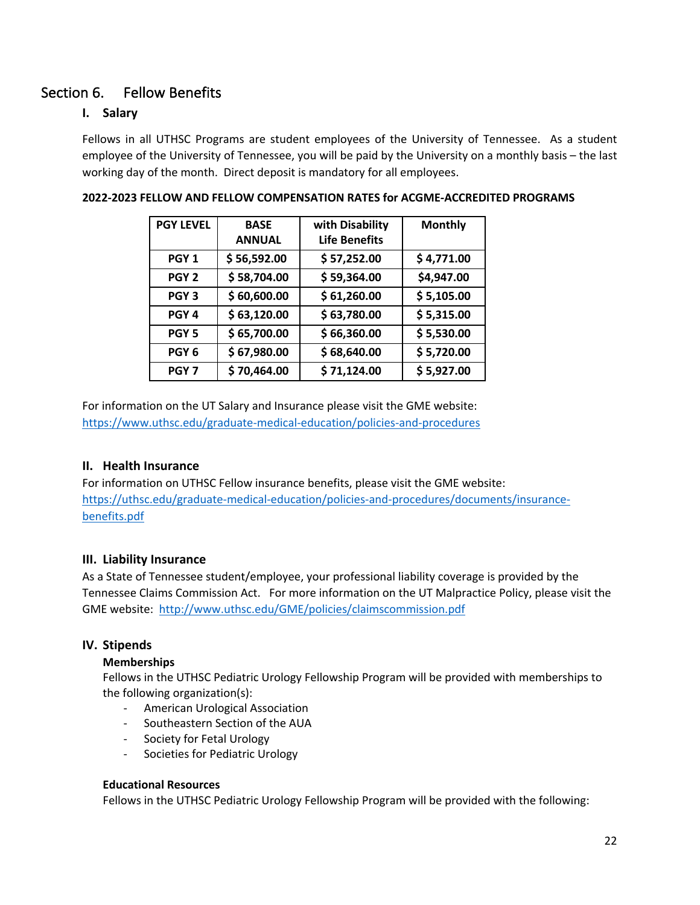## Section 6. Fellow Benefits

### I. Salary

Fellows in all UTHSC Programs are student employees of the University of Tennessee. As a student employee of the University of Tennessee, you will be paid by the University on a monthly basis – the last working day of the month. Direct deposit is mandatory for all employees.

**2022-2023 FELLOW AND FELLOW COMPENSATION RATES for ACGME-ACCREDITED PROGRAMS**

| PGY LEVEL | BASE ANNUAL | with Disability Life Benefits | Monthly |
|---|---|---|---|
| PGY 1 | $ 56,592.00 | $ 57,252.00 | $ 4,771.00 |
| PGY 2 | $ 58,704.00 | $ 59,364.00 | $4,947.00 |
| PGY 3 | $ 60,600.00 | $ 61,260.00 | $ 5,105.00 |
| PGY 4 | $ 63,120.00 | $ 63,780.00 | $ 5,315.00 |
| PGY 5 | $ 65,700.00 | $ 66,360.00 | $ 5,530.00 |
| PGY 6 | $ 67,980.00 | $ 68,640.00 | $ 5,720.00 |
| PGY 7 | $ 70,464.00 | $ 71,124.00 | $ 5,927.00 |

For information on the UT Salary and Insurance please visit the GME website:
https://www.uthsc.edu/graduate-medical-education/policies-and-procedures

### II. Health Insurance

For information on UTHSC Fellow insurance benefits, please visit the GME website:
https://uthsc.edu/graduate-medical-education/policies-and-procedures/documents/insurance-benefits.pdf

### III. Liability Insurance

As a State of Tennessee student/employee, your professional liability coverage is provided by the Tennessee Claims Commission Act. For more information on the UT Malpractice Policy, please visit the GME website: http://www.uthsc.edu/GME/policies/claimscommission.pdf

### IV. Stipends

**Memberships**

Fellows in the UTHSC Pediatric Urology Fellowship Program will be provided with memberships to the following organization(s):

- American Urological Association
- Southeastern Section of the AUA
- Society for Fetal Urology
- Societies for Pediatric Urology

**Educational Resources**

Fellows in the UTHSC Pediatric Urology Fellowship Program will be provided with the following: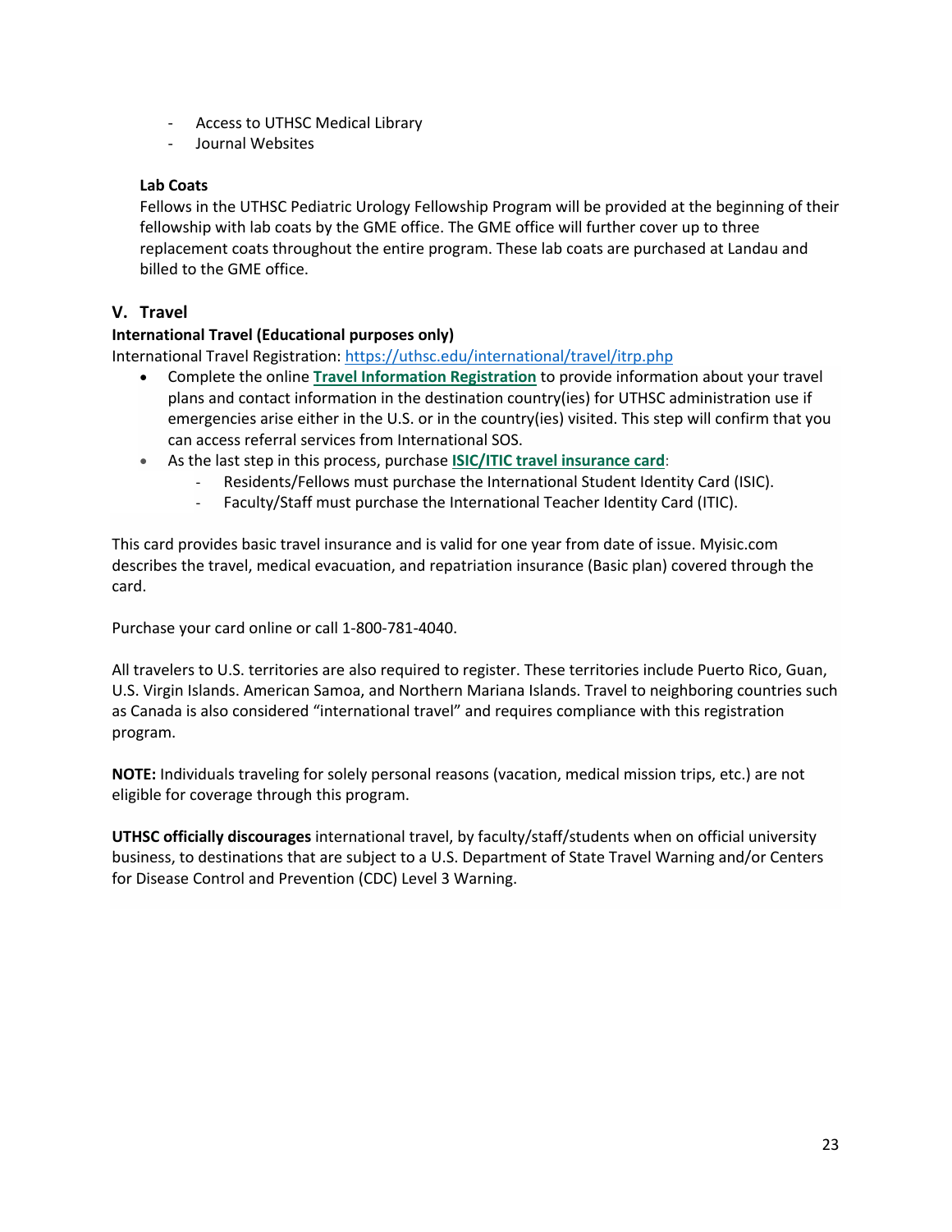- Access to UTHSC Medical Library
- Journal Websites

**Lab Coats**

Fellows in the UTHSC Pediatric Urology Fellowship Program will be provided at the beginning of their fellowship with lab coats by the GME office. The GME office will further cover up to three replacement coats throughout the entire program. These lab coats are purchased at Landau and billed to the GME office.

## V. Travel

**International Travel (Educational purposes only)**

International Travel Registration: https://uthsc.edu/international/travel/itrp.php

- Complete the online **Travel Information Registration** to provide information about your travel plans and contact information in the destination country(ies) for UTHSC administration use if emergencies arise either in the U.S. or in the country(ies) visited. This step will confirm that you can access referral services from International SOS.
- As the last step in this process, purchase **ISIC/ITIC travel insurance card**:
  - Residents/Fellows must purchase the International Student Identity Card (ISIC).
  - Faculty/Staff must purchase the International Teacher Identity Card (ITIC).

This card provides basic travel insurance and is valid for one year from date of issue. Myisic.com describes the travel, medical evacuation, and repatriation insurance (Basic plan) covered through the card.

Purchase your card online or call 1-800-781-4040.

All travelers to U.S. territories are also required to register. These territories include Puerto Rico, Guan, U.S. Virgin Islands. American Samoa, and Northern Mariana Islands. Travel to neighboring countries such as Canada is also considered "international travel" and requires compliance with this registration program.

**NOTE:** Individuals traveling for solely personal reasons (vacation, medical mission trips, etc.) are not eligible for coverage through this program.

**UTHSC officially discourages** international travel, by faculty/staff/students when on official university business, to destinations that are subject to a U.S. Department of State Travel Warning and/or Centers for Disease Control and Prevention (CDC) Level 3 Warning.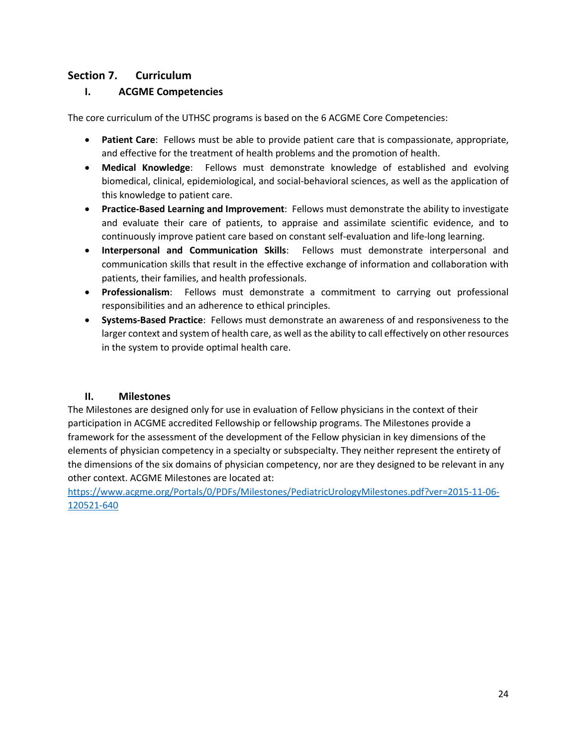## Section 7. Curriculum

### I. ACGME Competencies

The core curriculum of the UTHSC programs is based on the 6 ACGME Core Competencies:

- **Patient Care**: Fellows must be able to provide patient care that is compassionate, appropriate, and effective for the treatment of health problems and the promotion of health.
- **Medical Knowledge**: Fellows must demonstrate knowledge of established and evolving biomedical, clinical, epidemiological, and social-behavioral sciences, as well as the application of this knowledge to patient care.
- **Practice-Based Learning and Improvement**: Fellows must demonstrate the ability to investigate and evaluate their care of patients, to appraise and assimilate scientific evidence, and to continuously improve patient care based on constant self-evaluation and life-long learning.
- **Interpersonal and Communication Skills**: Fellows must demonstrate interpersonal and communication skills that result in the effective exchange of information and collaboration with patients, their families, and health professionals.
- **Professionalism**: Fellows must demonstrate a commitment to carrying out professional responsibilities and an adherence to ethical principles.
- **Systems-Based Practice**: Fellows must demonstrate an awareness of and responsiveness to the larger context and system of health care, as well as the ability to call effectively on other resources in the system to provide optimal health care.

### II. Milestones

The Milestones are designed only for use in evaluation of Fellow physicians in the context of their participation in ACGME accredited Fellowship or fellowship programs. The Milestones provide a framework for the assessment of the development of the Fellow physician in key dimensions of the elements of physician competency in a specialty or subspecialty. They neither represent the entirety of the dimensions of the six domains of physician competency, nor are they designed to be relevant in any other context. ACGME Milestones are located at:
[https://www.acgme.org/Portals/0/PDFs/Milestones/PediatricUrologyMilestones.pdf?ver=2015-11-06-120521-640](https://www.acgme.org/Portals/0/PDFs/Milestones/PediatricUrologyMilestones.pdf?ver=2015-11-06-120521-640)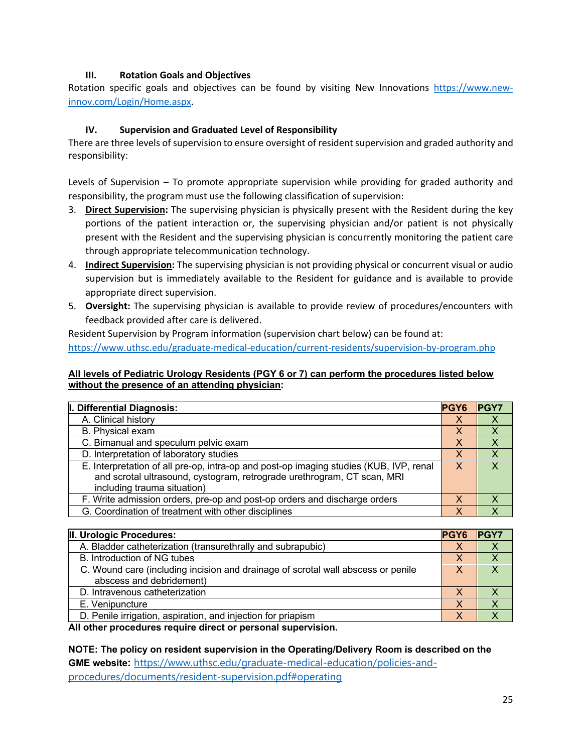### III. Rotation Goals and Objectives

Rotation specific goals and objectives can be found by visiting New Innovations https://www.new-innov.com/Login/Home.aspx.

### IV. Supervision and Graduated Level of Responsibility

There are three levels of supervision to ensure oversight of resident supervision and graded authority and responsibility:

Levels of Supervision – To promote appropriate supervision while providing for graded authority and responsibility, the program must use the following classification of supervision:

3. **Direct Supervision:** The supervising physician is physically present with the Resident during the key portions of the patient interaction or, the supervising physician and/or patient is not physically present with the Resident and the supervising physician is concurrently monitoring the patient care through appropriate telecommunication technology.
4. **Indirect Supervision:** The supervising physician is not providing physical or concurrent visual or audio supervision but is immediately available to the Resident for guidance and is available to provide appropriate direct supervision.
5. **Oversight:** The supervising physician is available to provide review of procedures/encounters with feedback provided after care is delivered.

Resident Supervision by Program information (supervision chart below) can be found at:
https://www.uthsc.edu/graduate-medical-education/current-residents/supervision-by-program.php

**All levels of Pediatric Urology Residents (PGY 6 or 7) can perform the procedures listed below without the presence of an attending physician:**

| I. Differential Diagnosis: | PGY6 | PGY7 |
|---|---|---|
| A. Clinical history | X | X |
| B. Physical exam | X | X |
| C. Bimanual and speculum pelvic exam | X | X |
| D. Interpretation of laboratory studies | X | X |
| E. Interpretation of all pre-op, intra-op and post-op imaging studies (KUB, IVP, renal and scrotal ultrasound, cystogram, retrograde urethrogram, CT scan, MRI including trauma situation) | X | X |
| F. Write admission orders, pre-op and post-op orders and discharge orders | X | X |
| G. Coordination of treatment with other disciplines | X | X |

| II. Urologic Procedures: | PGY6 | PGY7 |
|---|---|---|
| A. Bladder catheterization (transurethrally and subrapubic) | X | X |
| B. Introduction of NG tubes | X | X |
| C. Wound care (including incision and drainage of scrotal wall abscess or penile abscess and debridement) | X | X |
| D. Intravenous catheterization | X | X |
| E. Venipuncture | X | X |
| D. Penile irrigation, aspiration, and injection for priapism | X | X |

**All other procedures require direct or personal supervision.**

**NOTE: The policy on resident supervision in the Operating/Delivery Room is described on the GME website:** https://www.uthsc.edu/graduate-medical-education/policies-and-procedures/documents/resident-supervision.pdf#operating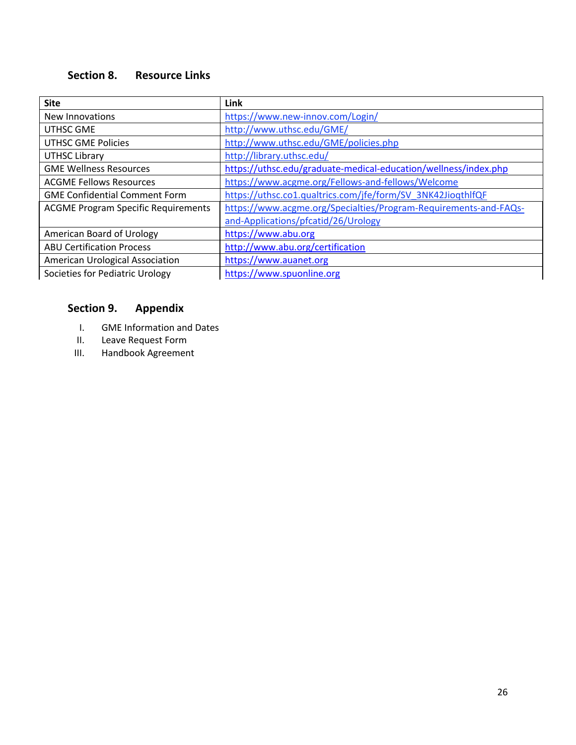## Section 8. Resource Links

| Site | Link |
|---|---|
| New Innovations | https://www.new-innov.com/Login/ |
| UTHSC GME | http://www.uthsc.edu/GME/ |
| UTHSC GME Policies | http://www.uthsc.edu/GME/policies.php |
| UTHSC Library | http://library.uthsc.edu/ |
| GME Wellness Resources | https://uthsc.edu/graduate-medical-education/wellness/index.php |
| ACGME Fellows Resources | https://www.acgme.org/Fellows-and-fellows/Welcome |
| GME Confidential Comment Form | https://uthsc.co1.qualtrics.com/jfe/form/SV_3NK42JioqthlfQF |
| ACGME Program Specific Requirements | https://www.acgme.org/Specialties/Program-Requirements-and-FAQs-and-Applications/pfcatid/26/Urology |
| American Board of Urology | https://www.abu.org |
| ABU Certification Process | http://www.abu.org/certification |
| American Urological Association | https://www.auanet.org |
| Societies for Pediatric Urology | https://www.spuonline.org |

## Section 9. Appendix

I. GME Information and Dates
II. Leave Request Form
III. Handbook Agreement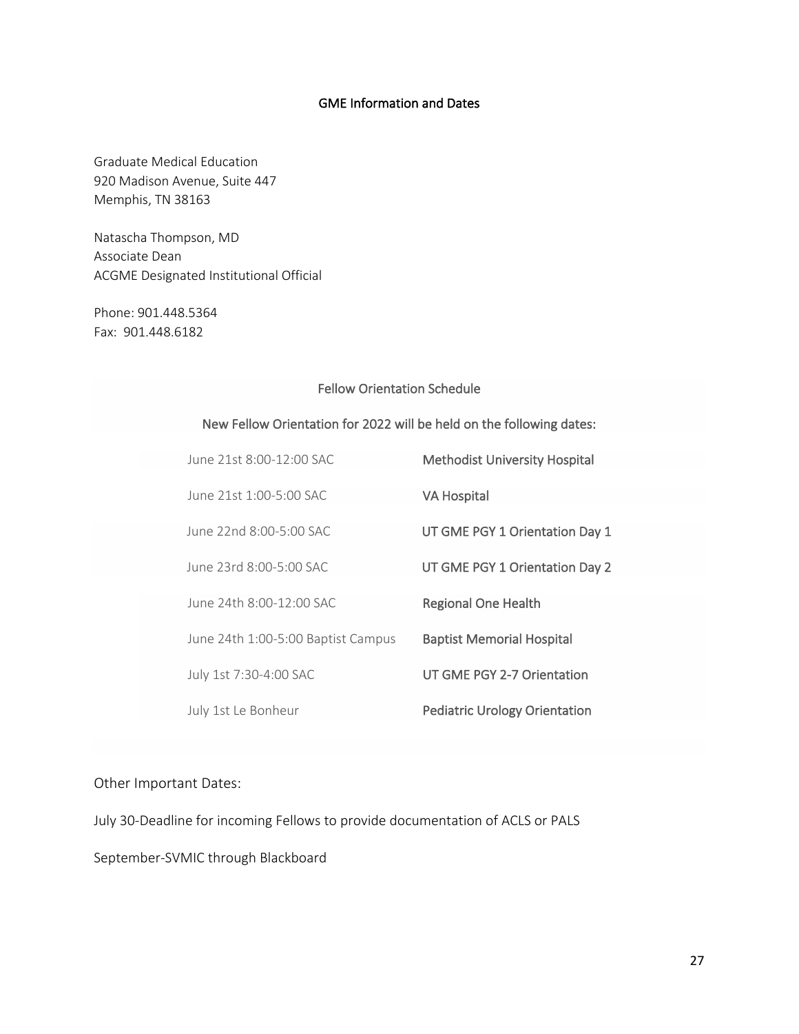## GME Information and Dates

Graduate Medical Education
920 Madison Avenue, Suite 447
Memphis, TN 38163

Natascha Thompson, MD
Associate Dean
ACGME Designated Institutional Official

Phone: 901.448.5364
Fax: 901.448.6182

### Fellow Orientation Schedule

New Fellow Orientation for 2022 will be held on the following dates:

| | |
|---|---|
| June 21st 8:00-12:00 SAC | Methodist University Hospital |
| June 21st 1:00-5:00 SAC | VA Hospital |
| June 22nd 8:00-5:00 SAC | UT GME PGY 1 Orientation Day 1 |
| June 23rd 8:00-5:00 SAC | UT GME PGY 1 Orientation Day 2 |
| June 24th 8:00-12:00 SAC | Regional One Health |
| June 24th 1:00-5:00 Baptist Campus | Baptist Memorial Hospital |
| July 1st 7:30-4:00 SAC | UT GME PGY 2-7 Orientation |
| July 1st Le Bonheur | Pediatric Urology Orientation |

Other Important Dates:

July 30-Deadline for incoming Fellows to provide documentation of ACLS or PALS

September-SVMIC through Blackboard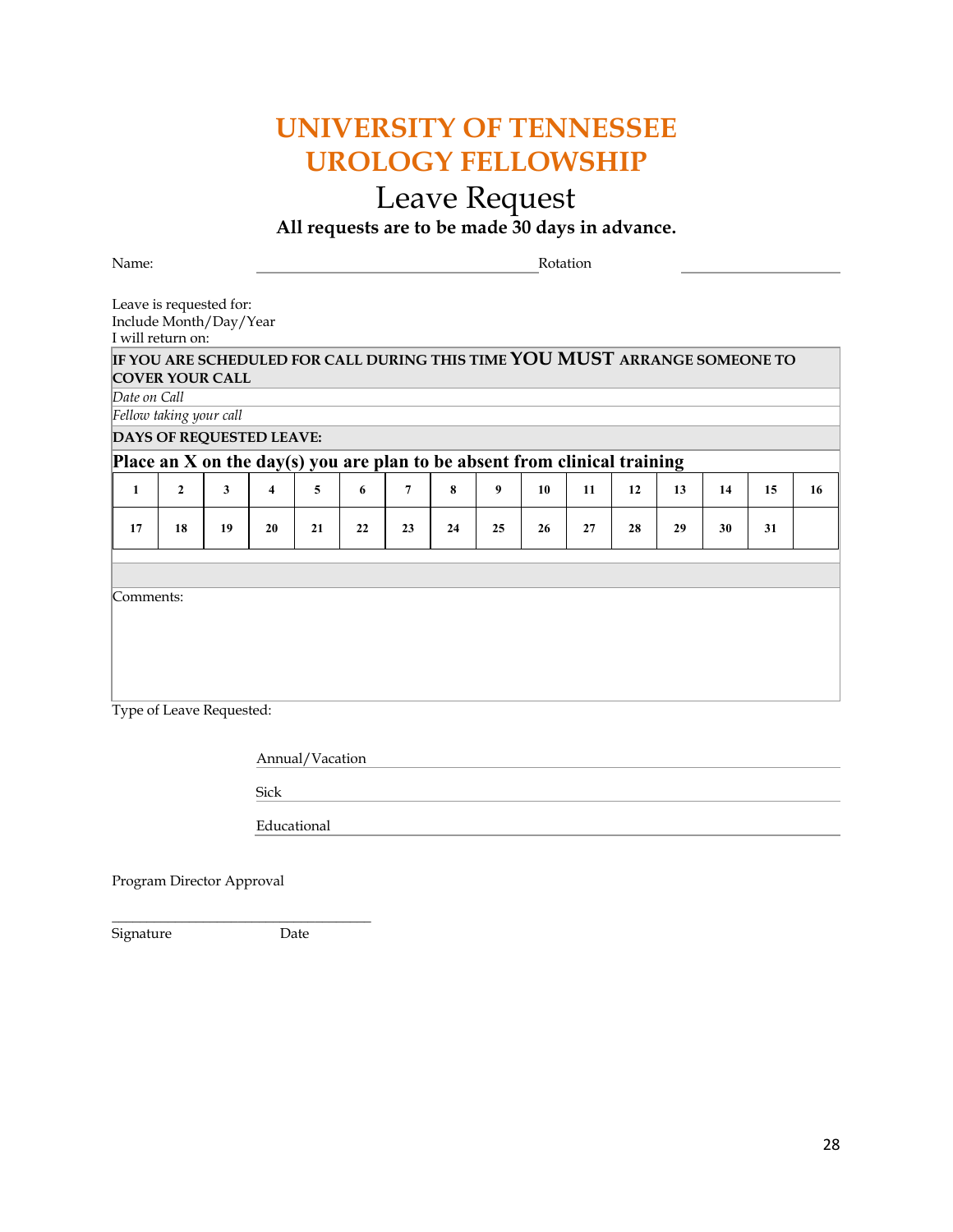# UNIVERSITY OF TENNESSEE
# UROLOGY FELLOWSHIP

## Leave Request

**All requests are to be made 30 days in advance.**

Name: ______________________________ Rotation ________________

Leave is requested for:
Include Month/Day/Year
I will return on:

**IF YOU ARE SCHEDULED FOR CALL DURING THIS TIME YOU MUST ARRANGE SOMEONE TO COVER YOUR CALL**

*Date on Call*

*Fellow taking your call*

**DAYS OF REQUESTED LEAVE:**

**Place an X on the day(s) you are plan to be absent from clinical training**

| 1 | 2 | 3 | 4 | 5 | 6 | 7 | 8 | 9 | 10 | 11 | 12 | 13 | 14 | 15 | 16 |
|---|---|---|---|---|---|---|---|---|---|---|---|---|---|---|---|
| 17 | 18 | 19 | 20 | 21 | 22 | 23 | 24 | 25 | 26 | 27 | 28 | 29 | 30 | 31 | |

Comments:

Type of Leave Requested:

Annual/Vacation ______________________________

Sick ______________________________

Educational ______________________________

Program Director Approval

______________________________
Signature Date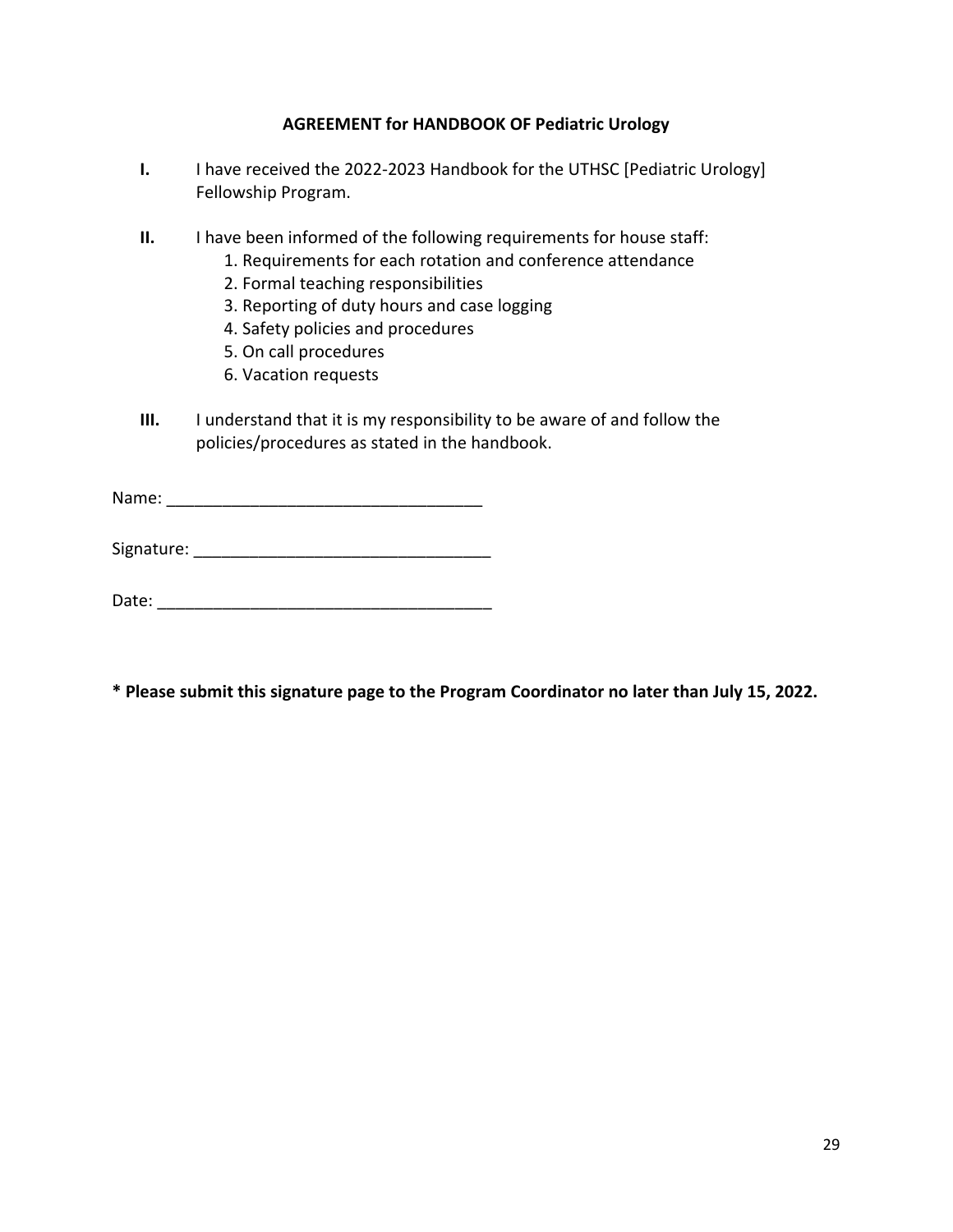**AGREEMENT for HANDBOOK OF Pediatric Urology**

**I.** I have received the 2022-2023 Handbook for the UTHSC [Pediatric Urology] Fellowship Program.

**II.** I have been informed of the following requirements for house staff:

1. Requirements for each rotation and conference attendance
2. Formal teaching responsibilities
3. Reporting of duty hours and case logging
4. Safety policies and procedures
5. On call procedures
6. Vacation requests

**III.** I understand that it is my responsibility to be aware of and follow the policies/procedures as stated in the handbook.

Name: ___________________________________

Signature: _________________________________

Date: _____________________________________

**\* Please submit this signature page to the Program Coordinator no later than July 15, 2022.**